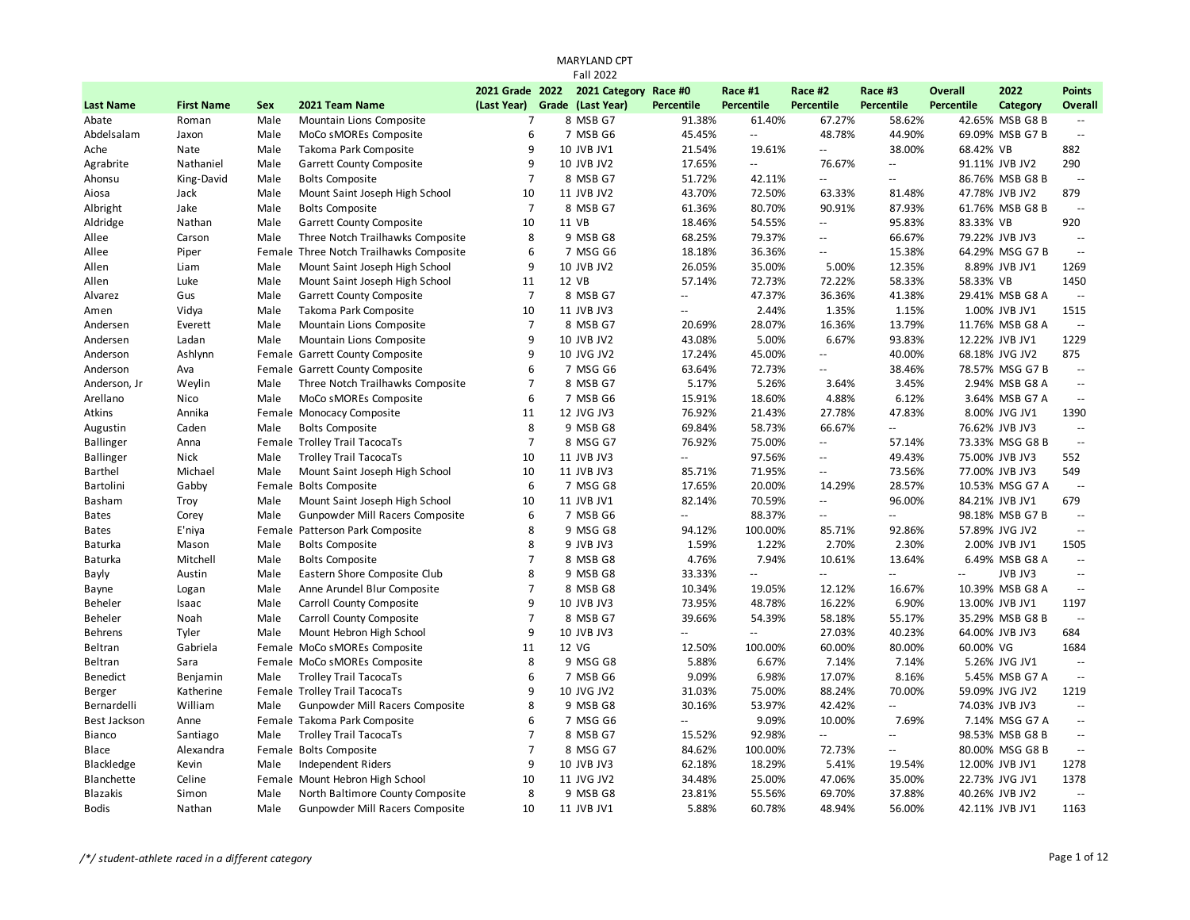# MARYLAND CPT

## Fall 2022

| Last Name | First Name | Sex | 2021 Team Name | 2021 Grade (Last Year) | 2022 Grade | 2021 Category (Last Year) | Race #0 Percentile | Race #1 Percentile | Race #2 Percentile | Race #3 Percentile | Overall Percentile | 2022 Category | Points Overall |
|---|---|---|---|---|---|---|---|---|---|---|---|---|---|
| Abate | Roman | Male | Mountain Lions Composite | 7 | 8 | MSB G7 | 91.38% | 61.40% | 67.27% | 58.62% | 42.65% | MSB G8 B | -- |
| Abdelsalam | Jaxon | Male | MoCo sMOREs Composite | 6 | 7 | MSB G6 | 45.45% | -- | 48.78% | 44.90% | 69.09% | MSB G7 B | -- |
| Ache | Nate | Male | Takoma Park Composite | 9 | 10 | JVB JV1 | 21.54% | 19.61% | -- | 38.00% | 68.42% | VB | 882 |
| Agrabrite | Nathaniel | Male | Garrett County Composite | 9 | 10 | JVB JV2 | 17.65% | -- | 76.67% | -- | 91.11% | JVB JV2 | 290 |
| Ahonsu | King-David | Male | Bolts Composite | 7 | 8 | MSB G7 | 51.72% | 42.11% | -- | -- | 86.76% | MSB G8 B | -- |
| Aiosa | Jack | Male | Mount Saint Joseph High School | 10 | 11 | JVB JV2 | 43.70% | 72.50% | 63.33% | 81.48% | 47.78% | JVB JV2 | 879 |
| Albright | Jake | Male | Bolts Composite | 7 | 8 | MSB G7 | 61.36% | 80.70% | 90.91% | 87.93% | 61.76% | MSB G8 B | -- |
| Aldridge | Nathan | Male | Garrett County Composite | 10 | 11 | VB | 18.46% | 54.55% | -- | 95.83% | 83.33% | VB | 920 |
| Allee | Carson | Male | Three Notch Trailhawks Composite | 8 | 9 | MSB G8 | 68.25% | 79.37% | -- | 66.67% | 79.22% | JVB JV3 | -- |
| Allee | Piper | Female | Three Notch Trailhawks Composite | 6 | 7 | MSG G6 | 18.18% | 36.36% | -- | 15.38% | 64.29% | MSG G7 B | -- |
| Allen | Liam | Male | Mount Saint Joseph High School | 9 | 10 | JVB JV2 | 26.05% | 35.00% | 5.00% | 12.35% | 8.89% | JVB JV1 | 1269 |
| Allen | Luke | Male | Mount Saint Joseph High School | 11 | 12 | VB | 57.14% | 72.73% | 72.22% | 58.33% | 58.33% | VB | 1450 |
| Alvarez | Gus | Male | Garrett County Composite | 7 | 8 | MSB G7 | -- | 47.37% | 36.36% | 41.38% | 29.41% | MSB G8 A | -- |
| Amen | Vidya | Male | Takoma Park Composite | 10 | 11 | JVB JV3 | -- | 2.44% | 1.35% | 1.15% | 1.00% | JVB JV1 | 1515 |
| Andersen | Everett | Male | Mountain Lions Composite | 7 | 8 | MSB G7 | 20.69% | 28.07% | 16.36% | 13.79% | 11.76% | MSB G8 A | -- |
| Andersen | Ladan | Male | Mountain Lions Composite | 9 | 10 | JVB JV2 | 43.08% | 5.00% | 6.67% | 93.83% | 12.22% | JVB JV1 | 1229 |
| Anderson | Ashlynn | Female | Garrett County Composite | 9 | 10 | JVG JV2 | 17.24% | 45.00% | -- | 40.00% | 68.18% | JVG JV2 | 875 |
| Anderson | Ava | Female | Garrett County Composite | 6 | 7 | MSG G6 | 63.64% | 72.73% | -- | 38.46% | 78.57% | MSG G7 B | -- |
| Anderson, Jr | Weylin | Male | Three Notch Trailhawks Composite | 7 | 8 | MSB G7 | 5.17% | 5.26% | 3.64% | 3.45% | 2.94% | MSB G8 A | -- |
| Arellano | Nico | Male | MoCo sMOREs Composite | 6 | 7 | MSB G6 | 15.91% | 18.60% | 4.88% | 6.12% | 3.64% | MSB G7 A | -- |
| Atkins | Annika | Female | Monocacy Composite | 11 | 12 | JVG JV3 | 76.92% | 21.43% | 27.78% | 47.83% | 8.00% | JVG JV1 | 1390 |
| Augustin | Caden | Male | Bolts Composite | 8 | 9 | MSB G8 | 69.84% | 58.73% | 66.67% | -- | 76.62% | JVB JV3 | -- |
| Ballinger | Anna | Female | Trolley Trail TacocaTs | 7 | 8 | MSG G7 | 76.92% | 75.00% | -- | 57.14% | 73.33% | MSG G8 B | -- |
| Ballinger | Nick | Male | Trolley Trail TacocaTs | 10 | 11 | JVB JV3 | -- | 97.56% | -- | 49.43% | 75.00% | JVB JV3 | 552 |
| Barthel | Michael | Male | Mount Saint Joseph High School | 10 | 11 | JVB JV3 | 85.71% | 71.95% | -- | 73.56% | 77.00% | JVB JV3 | 549 |
| Bartolini | Gabby | Female | Bolts Composite | 6 | 7 | MSG G8 | 17.65% | 20.00% | 14.29% | 28.57% | 10.53% | MSG G7 A | -- |
| Basham | Troy | Male | Mount Saint Joseph High School | 10 | 11 | JVB JV1 | 82.14% | 70.59% | -- | 96.00% | 84.21% | JVB JV1 | 679 |
| Bates | Corey | Male | Gunpowder Mill Racers Composite | 6 | 7 | MSB G6 | -- | 88.37% | -- | -- | 98.18% | MSB G7 B | -- |
| Bates | E'niya | Female | Patterson Park Composite | 8 | 9 | MSG G8 | 94.12% | 100.00% | 85.71% | 92.86% | 57.89% | JVG JV2 | -- |
| Baturka | Mason | Male | Bolts Composite | 8 | 9 | JVB JV3 | 1.59% | 1.22% | 2.70% | 2.30% | 2.00% | JVB JV1 | 1505 |
| Baturka | Mitchell | Male | Bolts Composite | 7 | 8 | MSB G8 | 4.76% | 7.94% | 10.61% | 13.64% | 6.49% | MSB G8 A | -- |
| Bayly | Austin | Male | Eastern Shore Composite Club | 8 | 9 | MSB G8 | 33.33% | -- | -- | -- | -- | JVB JV3 | -- |
| Bayne | Logan | Male | Anne Arundel Blur Composite | 7 | 8 | MSB G8 | 10.34% | 19.05% | 12.12% | 16.67% | 10.39% | MSB G8 A | -- |
| Beheler | Isaac | Male | Carroll County Composite | 9 | 10 | JVB JV3 | 73.95% | 48.78% | 16.22% | 6.90% | 13.00% | JVB JV1 | 1197 |
| Beheler | Noah | Male | Carroll County Composite | 7 | 8 | MSB G7 | 39.66% | 54.39% | 58.18% | 55.17% | 35.29% | MSB G8 B | -- |
| Behrens | Tyler | Male | Mount Hebron High School | 9 | 10 | JVB JV3 | -- | -- | 27.03% | 40.23% | 64.00% | JVB JV3 | 684 |
| Beltran | Gabriela | Female | MoCo sMOREs Composite | 11 | 12 | VG | 12.50% | 100.00% | 60.00% | 80.00% | 60.00% | VG | 1684 |
| Beltran | Sara | Female | MoCo sMOREs Composite | 8 | 9 | MSG G8 | 5.88% | 6.67% | 7.14% | 7.14% | 5.26% | JVG JV1 | -- |
| Benedict | Benjamin | Male | Trolley Trail TacocaTs | 6 | 7 | MSB G6 | 9.09% | 6.98% | 17.07% | 8.16% | 5.45% | MSB G7 A | -- |
| Berger | Katherine | Female | Trolley Trail TacocaTs | 9 | 10 | JVG JV2 | 31.03% | 75.00% | 88.24% | 70.00% | 59.09% | JVG JV2 | 1219 |
| Bernardelli | William | Male | Gunpowder Mill Racers Composite | 8 | 9 | MSB G8 | 30.16% | 53.97% | 42.42% | -- | 74.03% | JVB JV3 | -- |
| Best Jackson | Anne | Female | Takoma Park Composite | 6 | 7 | MSG G6 | -- | 9.09% | 10.00% | 7.69% | 7.14% | MSG G7 A | -- |
| Bianco | Santiago | Male | Trolley Trail TacocaTs | 7 | 8 | MSB G7 | 15.52% | 92.98% | -- | -- | 98.53% | MSB G8 B | -- |
| Blace | Alexandra | Female | Bolts Composite | 7 | 8 | MSG G7 | 84.62% | 100.00% | 72.73% | -- | 80.00% | MSG G8 B | -- |
| Blackledge | Kevin | Male | Independent Riders | 9 | 10 | JVB JV3 | 62.18% | 18.29% | 5.41% | 19.54% | 12.00% | JVB JV1 | 1278 |
| Blanchette | Celine | Female | Mount Hebron High School | 10 | 11 | JVG JV2 | 34.48% | 25.00% | 47.06% | 35.00% | 22.73% | JVG JV1 | 1378 |
| Blazakis | Simon | Male | North Baltimore County Composite | 8 | 9 | MSB G8 | 23.81% | 55.56% | 69.70% | 37.88% | 40.26% | JVB JV2 | -- |
| Bodis | Nathan | Male | Gunpowder Mill Racers Composite | 10 | 11 | JVB JV1 | 5.88% | 60.78% | 48.94% | 56.00% | 42.11% | JVB JV1 | 1163 |

*/*/ student-athlete raced in a different category*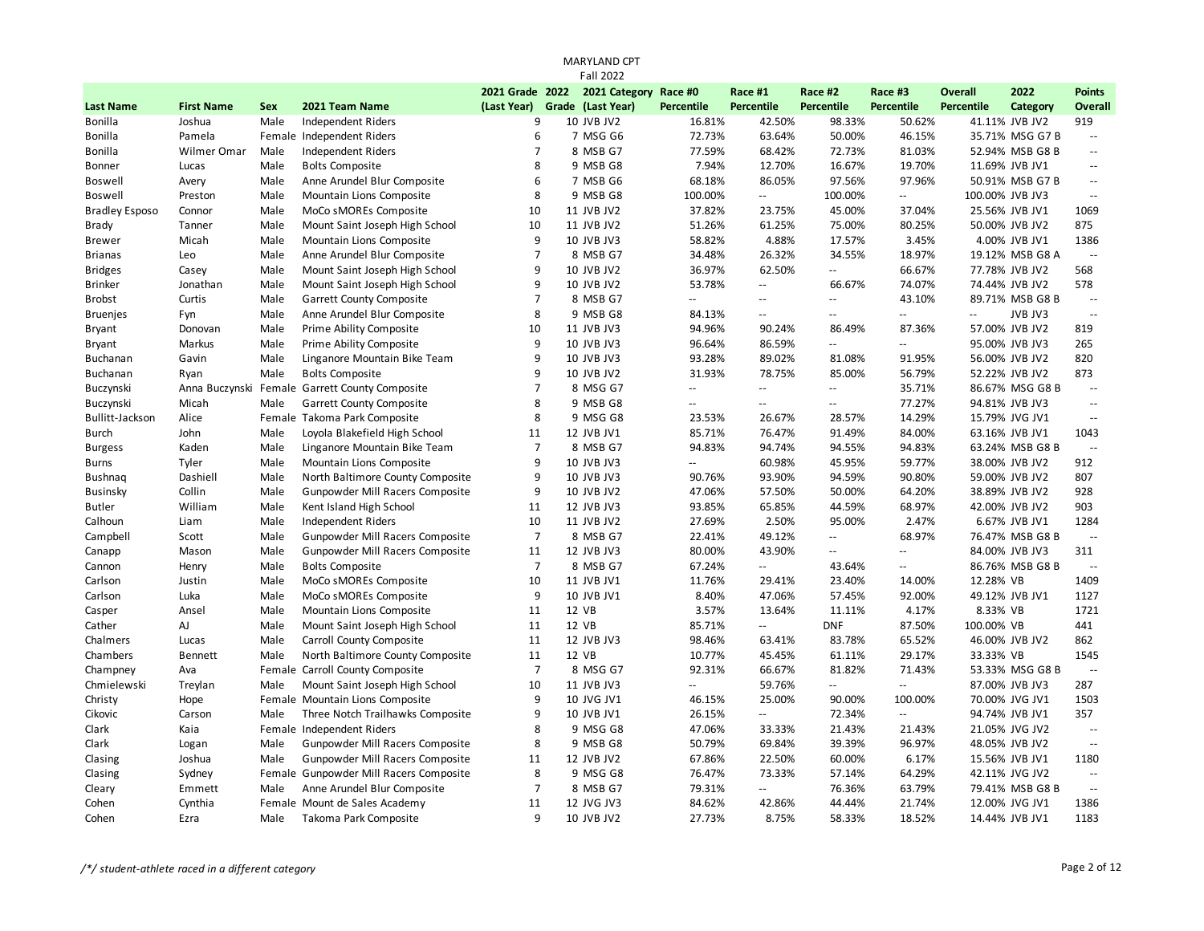# MARYLAND CPT

## Fall 2022

| Last Name | First Name | Sex | 2021 Team Name | 2021 Grade (Last Year) | 2022 Grade | 2021 Category (Last Year) | Race #0 Percentile | Race #1 Percentile | Race #2 Percentile | Race #3 Percentile | Overall Percentile | 2022 Category | Points Overall |
|---|---|---|---|---|---|---|---|---|---|---|---|---|---|
| Bonilla | Joshua | Male | Independent Riders | 9 | 10 | JVB JV2 | 16.81% | 42.50% | 98.33% | 50.62% | 41.11% | JVB JV2 | 919 |
| Bonilla | Pamela | Female | Independent Riders | 6 | 7 | MSG G6 | 72.73% | 63.64% | 50.00% | 46.15% | 35.71% | MSG G7 B | -- |
| Bonilla | Wilmer Omar | Male | Independent Riders | 7 | 8 | MSB G7 | 77.59% | 68.42% | 72.73% | 81.03% | 52.94% | MSB G8 B | -- |
| Bonner | Lucas | Male | Bolts Composite | 8 | 9 | MSB G8 | 7.94% | 12.70% | 16.67% | 19.70% | 11.69% | JVB JV1 | -- |
| Boswell | Avery | Male | Anne Arundel Blur Composite | 6 | 7 | MSB G6 | 68.18% | 86.05% | 97.56% | 97.96% | 50.91% | MSB G7 B | -- |
| Boswell | Preston | Male | Mountain Lions Composite | 8 | 9 | MSB G8 | 100.00% | -- | 100.00% | -- | 100.00% | JVB JV3 | -- |
| Bradley Esposo | Connor | Male | MoCo sMOREs Composite | 10 | 11 | JVB JV2 | 37.82% | 23.75% | 45.00% | 37.04% | 25.56% | JVB JV1 | 1069 |
| Brady | Tanner | Male | Mount Saint Joseph High School | 10 | 11 | JVB JV2 | 51.26% | 61.25% | 75.00% | 80.25% | 50.00% | JVB JV2 | 875 |
| Brewer | Micah | Male | Mountain Lions Composite | 9 | 10 | JVB JV3 | 58.82% | 4.88% | 17.57% | 3.45% | 4.00% | JVB JV1 | 1386 |
| Brianas | Leo | Male | Anne Arundel Blur Composite | 7 | 8 | MSB G7 | 34.48% | 26.32% | 34.55% | 18.97% | 19.12% | MSB G8 A | -- |
| Bridges | Casey | Male | Mount Saint Joseph High School | 9 | 10 | JVB JV2 | 36.97% | 62.50% | -- | 66.67% | 77.78% | JVB JV2 | 568 |
| Brinker | Jonathan | Male | Mount Saint Joseph High School | 9 | 10 | JVB JV2 | 53.78% | -- | 66.67% | 74.07% | 74.44% | JVB JV2 | 578 |
| Brobst | Curtis | Male | Garrett County Composite | 7 | 8 | MSB G7 | -- | -- | -- | 43.10% | 89.71% | MSB G8 B | -- |
| Bruenjes | Fyn | Male | Anne Arundel Blur Composite | 8 | 9 | MSB G8 | 84.13% | -- | -- | -- | -- | JVB JV3 | -- |
| Bryant | Donovan | Male | Prime Ability Composite | 10 | 11 | JVB JV3 | 94.96% | 90.24% | 86.49% | 87.36% | 57.00% | JVB JV2 | 819 |
| Bryant | Markus | Male | Prime Ability Composite | 9 | 10 | JVB JV3 | 96.64% | 86.59% | -- | -- | 95.00% | JVB JV3 | 265 |
| Buchanan | Gavin | Male | Linganore Mountain Bike Team | 9 | 10 | JVB JV3 | 93.28% | 89.02% | 81.08% | 91.95% | 56.00% | JVB JV2 | 820 |
| Buchanan | Ryan | Male | Bolts Composite | 9 | 10 | JVB JV2 | 31.93% | 78.75% | 85.00% | 56.79% | 52.22% | JVB JV2 | 873 |
| Buczynski | Anna Buczynski | Female | Garrett County Composite | 7 | 8 | MSG G7 | -- | -- | -- | 35.71% | 86.67% | MSG G8 B | -- |
| Buczynski | Micah | Male | Garrett County Composite | 8 | 9 | MSB G8 | -- | -- | -- | 77.27% | 94.81% | JVB JV3 | -- |
| Bullitt-Jackson | Alice | Female | Takoma Park Composite | 8 | 9 | MSG G8 | 23.53% | 26.67% | 28.57% | 14.29% | 15.79% | JVG JV1 | -- |
| Burch | John | Male | Loyola Blakefield High School | 11 | 12 | JVB JV1 | 85.71% | 76.47% | 91.49% | 84.00% | 63.16% | JVB JV1 | 1043 |
| Burgess | Kaden | Male | Linganore Mountain Bike Team | 7 | 8 | MSB G7 | 94.83% | 94.74% | 94.55% | 94.83% | 63.24% | MSB G8 B | -- |
| Burns | Tyler | Male | Mountain Lions Composite | 9 | 10 | JVB JV3 | -- | 60.98% | 45.95% | 59.77% | 38.00% | JVB JV2 | 912 |
| Bushnaq | Dashiell | Male | North Baltimore County Composite | 9 | 10 | JVB JV3 | 90.76% | 93.90% | 94.59% | 90.80% | 59.00% | JVB JV2 | 807 |
| Businsky | Collin | Male | Gunpowder Mill Racers Composite | 9 | 10 | JVB JV2 | 47.06% | 57.50% | 50.00% | 64.20% | 38.89% | JVB JV2 | 928 |
| Butler | William | Male | Kent Island High School | 11 | 12 | JVB JV3 | 93.85% | 65.85% | 44.59% | 68.97% | 42.00% | JVB JV2 | 903 |
| Calhoun | Liam | Male | Independent Riders | 10 | 11 | JVB JV2 | 27.69% | 2.50% | 95.00% | 2.47% | 6.67% | JVB JV1 | 1284 |
| Campbell | Scott | Male | Gunpowder Mill Racers Composite | 7 | 8 | MSB G7 | 22.41% | 49.12% | -- | 68.97% | 76.47% | MSB G8 B | -- |
| Canapp | Mason | Male | Gunpowder Mill Racers Composite | 11 | 12 | JVB JV3 | 80.00% | 43.90% | -- | -- | 84.00% | JVB JV3 | 311 |
| Cannon | Henry | Male | Bolts Composite | 7 | 8 | MSB G7 | 67.24% | -- | 43.64% | -- | 86.76% | MSB G8 B | -- |
| Carlson | Justin | Male | MoCo sMOREs Composite | 10 | 11 | JVB JV1 | 11.76% | 29.41% | 23.40% | 14.00% | 12.28% | VB | 1409 |
| Carlson | Luka | Male | MoCo sMOREs Composite | 9 | 10 | JVB JV1 | 8.40% | 47.06% | 57.45% | 92.00% | 49.12% | JVB JV1 | 1127 |
| Casper | Ansel | Male | Mountain Lions Composite | 11 | 12 | VB | 3.57% | 13.64% | 11.11% | 4.17% | 8.33% | VB | 1721 |
| Cather | AJ | Male | Mount Saint Joseph High School | 11 | 12 | VB | 85.71% | -- | DNF | 87.50% | 100.00% | VB | 441 |
| Chalmers | Lucas | Male | Carroll County Composite | 11 | 12 | JVB JV3 | 98.46% | 63.41% | 83.78% | 65.52% | 46.00% | JVB JV2 | 862 |
| Chambers | Bennett | Male | North Baltimore County Composite | 11 | 12 | VB | 10.77% | 45.45% | 61.11% | 29.17% | 33.33% | VB | 1545 |
| Champney | Ava | Female | Carroll County Composite | 7 | 8 | MSG G7 | 92.31% | 66.67% | 81.82% | 71.43% | 53.33% | MSG G8 B | -- |
| Chmielewski | Treylan | Male | Mount Saint Joseph High School | 10 | 11 | JVB JV3 | -- | 59.76% | -- | -- | 87.00% | JVB JV3 | 287 |
| Christy | Hope | Female | Mountain Lions Composite | 9 | 10 | JVG JV1 | 46.15% | 25.00% | 90.00% | 100.00% | 70.00% | JVG JV1 | 1503 |
| Cikovic | Carson | Male | Three Notch Trailhawks Composite | 9 | 10 | JVB JV1 | 26.15% | -- | 72.34% | -- | 94.74% | JVB JV1 | 357 |
| Clark | Kaia | Female | Independent Riders | 8 | 9 | MSG G8 | 47.06% | 33.33% | 21.43% | 21.43% | 21.05% | JVG JV2 | -- |
| Clark | Logan | Male | Gunpowder Mill Racers Composite | 8 | 9 | MSB G8 | 50.79% | 69.84% | 39.39% | 96.97% | 48.05% | JVB JV2 | -- |
| Clasing | Joshua | Male | Gunpowder Mill Racers Composite | 11 | 12 | JVB JV2 | 67.86% | 22.50% | 60.00% | 6.17% | 15.56% | JVB JV1 | 1180 |
| Clasing | Sydney | Female | Gunpowder Mill Racers Composite | 8 | 9 | MSG G8 | 76.47% | 73.33% | 57.14% | 64.29% | 42.11% | JVG JV2 | -- |
| Cleary | Emmett | Male | Anne Arundel Blur Composite | 7 | 8 | MSB G7 | 79.31% | -- | 76.36% | 63.79% | 79.41% | MSB G8 B | -- |
| Cohen | Cynthia | Female | Mount de Sales Academy | 11 | 12 | JVG JV3 | 84.62% | 42.86% | 44.44% | 21.74% | 12.00% | JVG JV1 | 1386 |
| Cohen | Ezra | Male | Takoma Park Composite | 9 | 10 | JVB JV2 | 27.73% | 8.75% | 58.33% | 18.52% | 14.44% | JVB JV1 | 1183 |

*/\*/ student-athlete raced in a different category*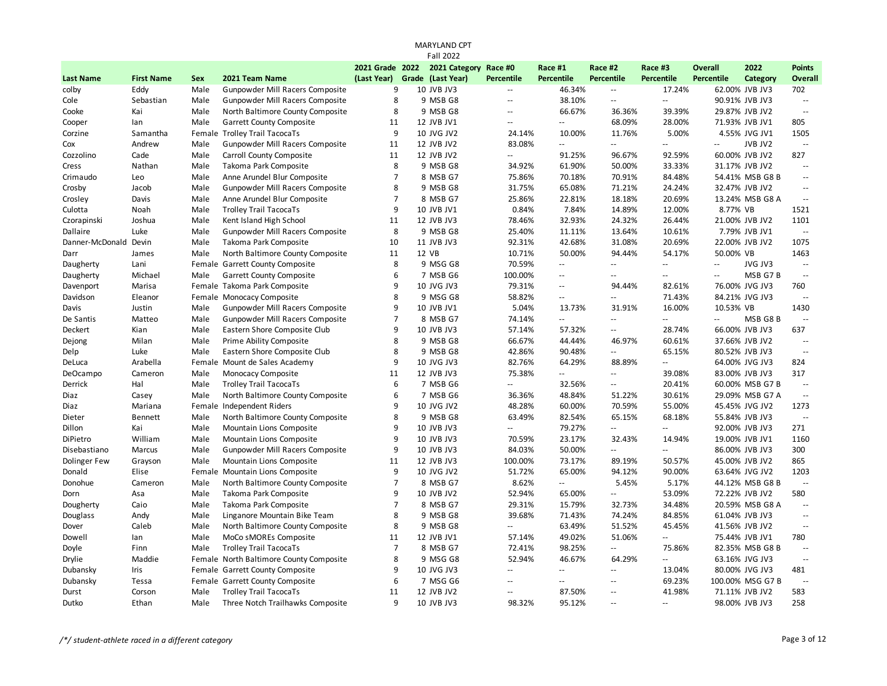MARYLAND CPT

Fall 2022

| Last Name | First Name | Sex | 2021 Team Name | 2021 Grade (Last Year) | 2022 Grade | 2021 Category (Last Year) | Race #0 Percentile | Race #1 Percentile | Race #2 Percentile | Race #3 Percentile | Overall Percentile | 2022 Category | Points Overall |
|---|---|---|---|---|---|---|---|---|---|---|---|---|---|
| colby | Eddy | Male | Gunpowder Mill Racers Composite | 9 | 10 | JVB JV3 | -- | 46.34% | -- | 17.24% | 62.00% | JVB JV3 | 702 |
| Cole | Sebastian | Male | Gunpowder Mill Racers Composite | 8 | 9 | MSB G8 | -- | 38.10% | -- | -- | 90.91% | JVB JV3 | -- |
| Cooke | Kai | Male | North Baltimore County Composite | 8 | 9 | MSB G8 | -- | 66.67% | 36.36% | 39.39% | 29.87% | JVB JV2 | -- |
| Cooper | Ian | Male | Garrett County Composite | 11 | 12 | JVB JV1 | -- | -- | 68.09% | 28.00% | 71.93% | JVB JV1 | 805 |
| Corzine | Samantha | Female | Trolley Trail TacocaTs | 9 | 10 | JVG JV2 | 24.14% | 10.00% | 11.76% | 5.00% | 4.55% | JVG JV1 | 1505 |
| Cox | Andrew | Male | Gunpowder Mill Racers Composite | 11 | 12 | JVB JV2 | 83.08% | -- | -- | -- | -- | JVB JV2 | -- |
| Cozzolino | Cade | Male | Carroll County Composite | 11 | 12 | JVB JV2 | -- | 91.25% | 96.67% | 92.59% | 60.00% | JVB JV2 | 827 |
| Cress | Nathan | Male | Takoma Park Composite | 8 | 9 | MSB G8 | 34.92% | 61.90% | 50.00% | 33.33% | 31.17% | JVB JV2 | -- |
| Crimaudo | Leo | Male | Anne Arundel Blur Composite | 7 | 8 | MSB G7 | 75.86% | 70.18% | 70.91% | 84.48% | 54.41% | MSB G8 B | -- |
| Crosby | Jacob | Male | Gunpowder Mill Racers Composite | 8 | 9 | MSB G8 | 31.75% | 65.08% | 71.21% | 24.24% | 32.47% | JVB JV2 | -- |
| Crosley | Davis | Male | Anne Arundel Blur Composite | 7 | 8 | MSB G7 | 25.86% | 22.81% | 18.18% | 20.69% | 13.24% | MSB G8 A | -- |
| Culotta | Noah | Male | Trolley Trail TacocaTs | 9 | 10 | JVB JV1 | 0.84% | 7.84% | 14.89% | 12.00% | 8.77% | VB | 1521 |
| Czorapinski | Joshua | Male | Kent Island High School | 11 | 12 | JVB JV3 | 78.46% | 32.93% | 24.32% | 26.44% | 21.00% | JVB JV2 | 1101 |
| Dallaire | Luke | Male | Gunpowder Mill Racers Composite | 8 | 9 | MSB G8 | 25.40% | 11.11% | 13.64% | 10.61% | 7.79% | JVB JV1 | -- |
| Danner-McDonald | Devin | Male | Takoma Park Composite | 10 | 11 | JVB JV3 | 92.31% | 42.68% | 31.08% | 20.69% | 22.00% | JVB JV2 | 1075 |
| Darr | James | Male | North Baltimore County Composite | 11 | 12 | VB | 10.71% | 50.00% | 94.44% | 54.17% | 50.00% | VB | 1463 |
| Daugherty | Lani | Female | Garrett County Composite | 8 | 9 | MSG G8 | 70.59% | -- | -- | -- | -- | JVG JV3 | -- |
| Daugherty | Michael | Male | Garrett County Composite | 6 | 7 | MSB G6 | 100.00% | -- | -- | -- | -- | MSB G7 B | -- |
| Davenport | Marisa | Female | Takoma Park Composite | 9 | 10 | JVG JV3 | 79.31% | -- | 94.44% | 82.61% | 76.00% | JVG JV3 | 760 |
| Davidson | Eleanor | Female | Monocacy Composite | 8 | 9 | MSG G8 | 58.82% | -- | -- | 71.43% | 84.21% | JVG JV3 | -- |
| Davis | Justin | Male | Gunpowder Mill Racers Composite | 9 | 10 | JVB JV1 | 5.04% | 13.73% | 31.91% | 16.00% | 10.53% | VB | 1430 |
| De Santis | Matteo | Male | Gunpowder Mill Racers Composite | 7 | 8 | MSB G7 | 74.14% | -- | -- | -- | -- | MSB G8 B | -- |
| Deckert | Kian | Male | Eastern Shore Composite Club | 9 | 10 | JVB JV3 | 57.14% | 57.32% | -- | 28.74% | 66.00% | JVB JV3 | 637 |
| Dejong | Milan | Male | Prime Ability Composite | 8 | 9 | MSB G8 | 66.67% | 44.44% | 46.97% | 60.61% | 37.66% | JVB JV2 | -- |
| Delp | Luke | Male | Eastern Shore Composite Club | 8 | 9 | MSB G8 | 42.86% | 90.48% | -- | 65.15% | 80.52% | JVB JV3 | -- |
| DeLuca | Arabella | Female | Mount de Sales Academy | 9 | 10 | JVG JV3 | 82.76% | 64.29% | 88.89% | -- | 64.00% | JVG JV3 | 824 |
| DeOcampo | Cameron | Male | Monocacy Composite | 11 | 12 | JVB JV3 | 75.38% | -- | -- | 39.08% | 83.00% | JVB JV3 | 317 |
| Derrick | Hal | Male | Trolley Trail TacocaTs | 6 | 7 | MSB G6 | -- | 32.56% | -- | 20.41% | 60.00% | MSB G7 B | -- |
| Diaz | Casey | Male | North Baltimore County Composite | 6 | 7 | MSB G6 | 36.36% | 48.84% | 51.22% | 30.61% | 29.09% | MSB G7 A | -- |
| Diaz | Mariana | Female | Independent Riders | 9 | 10 | JVG JV2 | 48.28% | 60.00% | 70.59% | 55.00% | 45.45% | JVG JV2 | 1273 |
| Dieter | Bennett | Male | North Baltimore County Composite | 8 | 9 | MSB G8 | 63.49% | 82.54% | 65.15% | 68.18% | 55.84% | JVB JV3 | -- |
| Dillon | Kai | Male | Mountain Lions Composite | 9 | 10 | JVB JV3 | -- | 79.27% | -- | -- | 92.00% | JVB JV3 | 271 |
| DiPietro | William | Male | Mountain Lions Composite | 9 | 10 | JVB JV3 | 70.59% | 23.17% | 32.43% | 14.94% | 19.00% | JVB JV1 | 1160 |
| Disebastiano | Marcus | Male | Gunpowder Mill Racers Composite | 9 | 10 | JVB JV3 | 84.03% | 50.00% | -- | -- | 86.00% | JVB JV3 | 300 |
| Dolinger Few | Grayson | Male | Mountain Lions Composite | 11 | 12 | JVB JV3 | 100.00% | 73.17% | 89.19% | 50.57% | 45.00% | JVB JV2 | 865 |
| Donald | Elise | Female | Mountain Lions Composite | 9 | 10 | JVG JV2 | 51.72% | 65.00% | 94.12% | 90.00% | 63.64% | JVG JV2 | 1203 |
| Donohue | Cameron | Male | North Baltimore County Composite | 7 | 8 | MSB G7 | 8.62% | -- | 5.45% | 5.17% | 44.12% | MSB G8 B | -- |
| Dorn | Asa | Male | Takoma Park Composite | 9 | 10 | JVB JV2 | 52.94% | 65.00% | -- | 53.09% | 72.22% | JVB JV2 | 580 |
| Dougherty | Caio | Male | Takoma Park Composite | 7 | 8 | MSB G7 | 29.31% | 15.79% | 32.73% | 34.48% | 20.59% | MSB G8 A | -- |
| Douglass | Andy | Male | Linganore Mountain Bike Team | 8 | 9 | MSB G8 | 39.68% | 71.43% | 74.24% | 84.85% | 61.04% | JVB JV3 | -- |
| Dover | Caleb | Male | North Baltimore County Composite | 8 | 9 | MSB G8 | -- | 63.49% | 51.52% | 45.45% | 41.56% | JVB JV2 | -- |
| Dowell | Ian | Male | MoCo sMOREs Composite | 11 | 12 | JVB JV1 | 57.14% | 49.02% | 51.06% | -- | 75.44% | JVB JV1 | 780 |
| Doyle | Finn | Male | Trolley Trail TacocaTs | 7 | 8 | MSB G7 | 72.41% | 98.25% | -- | 75.86% | 82.35% | MSB G8 B | -- |
| Drylie | Maddie | Female | North Baltimore County Composite | 8 | 9 | MSG G8 | 52.94% | 46.67% | 64.29% | -- | 63.16% | JVG JV3 | -- |
| Dubansky | Iris | Female | Garrett County Composite | 9 | 10 | JVG JV3 | -- | -- | -- | 13.04% | 80.00% | JVG JV3 | 481 |
| Dubansky | Tessa | Female | Garrett County Composite | 6 | 7 | MSG G6 | -- | -- | -- | 69.23% | 100.00% | MSG G7 B | -- |
| Durst | Corson | Male | Trolley Trail TacocaTs | 11 | 12 | JVB JV2 | -- | 87.50% | -- | 41.98% | 71.11% | JVB JV2 | 583 |
| Dutko | Ethan | Male | Three Notch Trailhawks Composite | 9 | 10 | JVB JV3 | 98.32% | 95.12% | -- | -- | 98.00% | JVB JV3 | 258 |

/*/ student-athlete raced in a different category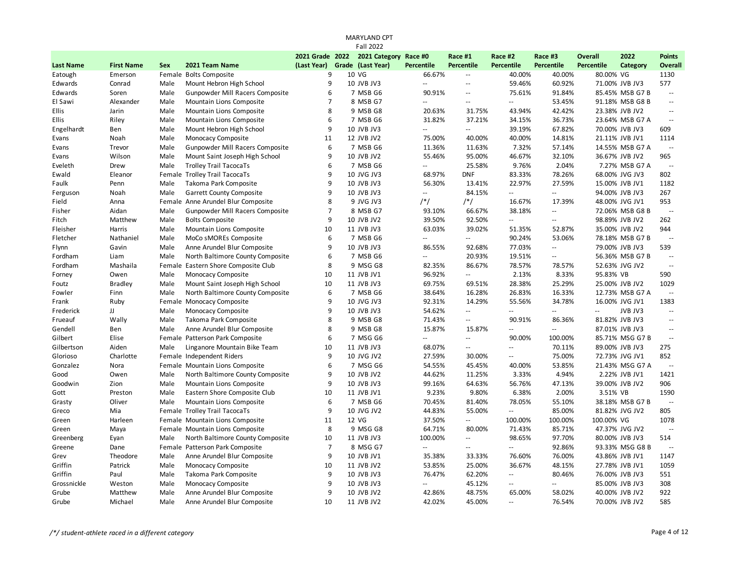MARYLAND CPT
Fall 2022

| Last Name | First Name | Sex | 2021 Team Name | 2021 Grade (Last Year) | 2022 Grade | 2021 Category (Last Year) | Race #0 Percentile | Race #1 Percentile | Race #2 Percentile | Race #3 Percentile | Overall Percentile | 2022 Category | Points Overall |
|---|---|---|---|---|---|---|---|---|---|---|---|---|---|
| Eatough | Emerson | Female | Bolts Composite | 9 | 10 | VG | 66.67% | -- | 40.00% | 40.00% | 80.00% | VG | 1130 |
| Edwards | Conrad | Male | Mount Hebron High School | 9 | 10 | JVB JV3 | -- | -- | 59.46% | 60.92% | 71.00% | JVB JV3 | 577 |
| Edwards | Soren | Male | Gunpowder Mill Racers Composite | 6 | 7 | MSB G6 | 90.91% | -- | 75.61% | 91.84% | 85.45% | MSB G7 B | -- |
| El Sawi | Alexander | Male | Mountain Lions Composite | 7 | 8 | MSB G7 | -- | -- | -- | 53.45% | 91.18% | MSB G8 B | -- |
| Ellis | Jarin | Male | Mountain Lions Composite | 8 | 9 | MSB G8 | 20.63% | 31.75% | 43.94% | 42.42% | 23.38% | JVB JV2 | -- |
| Ellis | Riley | Male | Mountain Lions Composite | 6 | 7 | MSB G6 | 31.82% | 37.21% | 34.15% | 36.73% | 23.64% | MSB G7 A | -- |
| Engelhardt | Ben | Male | Mount Hebron High School | 9 | 10 | JVB JV3 | -- | -- | 39.19% | 67.82% | 70.00% | JVB JV3 | 609 |
| Evans | Noah | Male | Monocacy Composite | 11 | 12 | JVB JV2 | 75.00% | 40.00% | 40.00% | 14.81% | 21.11% | JVB JV1 | 1114 |
| Evans | Trevor | Male | Gunpowder Mill Racers Composite | 6 | 7 | MSB G6 | 11.36% | 11.63% | 7.32% | 57.14% | 14.55% | MSB G7 A | -- |
| Evans | Wilson | Male | Mount Saint Joseph High School | 9 | 10 | JVB JV2 | 55.46% | 95.00% | 46.67% | 32.10% | 36.67% | JVB JV2 | 965 |
| Eveleth | Drew | Male | Trolley Trail TacocaTs | 6 | 7 | MSB G6 | -- | 25.58% | 9.76% | 2.04% | 7.27% | MSB G7 A | -- |
| Ewald | Eleanor | Female | Trolley Trail TacocaTs | 9 | 10 | JVG JV3 | 68.97% | DNF | 83.33% | 78.26% | 68.00% | JVG JV3 | 802 |
| Faulk | Penn | Male | Takoma Park Composite | 9 | 10 | JVB JV3 | 56.30% | 13.41% | 22.97% | 27.59% | 15.00% | JVB JV1 | 1182 |
| Ferguson | Noah | Male | Garrett County Composite | 9 | 10 | JVB JV3 | -- | 84.15% | -- | -- | 94.00% | JVB JV3 | 267 |
| Field | Anna | Female | Anne Arundel Blur Composite | 8 | 9 | JVG JV3 | /*/ | /*/ | 16.67% | 17.39% | 48.00% | JVG JV1 | 953 |
| Fisher | Aidan | Male | Gunpowder Mill Racers Composite | 7 | 8 | MSB G7 | 93.10% | 66.67% | 38.18% | -- | 72.06% | MSB G8 B | -- |
| Fitch | Matthew | Male | Bolts Composite | 9 | 10 | JVB JV2 | 39.50% | 92.50% | -- | -- | 98.89% | JVB JV2 | 262 |
| Fleisher | Harris | Male | Mountain Lions Composite | 10 | 11 | JVB JV3 | 63.03% | 39.02% | 51.35% | 52.87% | 35.00% | JVB JV2 | 944 |
| Fletcher | Nathaniel | Male | MoCo sMOREs Composite | 6 | 7 | MSB G6 | -- | -- | 90.24% | 53.06% | 78.18% | MSB G7 B | -- |
| Flynn | Gavin | Male | Anne Arundel Blur Composite | 9 | 10 | JVB JV3 | 86.55% | 92.68% | 77.03% | -- | 79.00% | JVB JV3 | 539 |
| Fordham | Liam | Male | North Baltimore County Composite | 6 | 7 | MSB G6 | -- | 20.93% | 19.51% | -- | 56.36% | MSB G7 B | -- |
| Fordham | Mashaila | Female | Eastern Shore Composite Club | 8 | 9 | MSG G8 | 82.35% | 86.67% | 78.57% | 78.57% | 52.63% | JVG JV2 | -- |
| Forney | Owen | Male | Monocacy Composite | 10 | 11 | JVB JV1 | 96.92% | -- | 2.13% | 8.33% | 95.83% | VB | 590 |
| Foutz | Bradley | Male | Mount Saint Joseph High School | 10 | 11 | JVB JV3 | 69.75% | 69.51% | 28.38% | 25.29% | 25.00% | JVB JV2 | 1029 |
| Fowler | Finn | Male | North Baltimore County Composite | 6 | 7 | MSB G6 | 38.64% | 16.28% | 26.83% | 16.33% | 12.73% | MSB G7 A | -- |
| Frank | Ruby | Female | Monocacy Composite | 9 | 10 | JVG JV3 | 92.31% | 14.29% | 55.56% | 34.78% | 16.00% | JVG JV1 | 1383 |
| Frederick | JJ | Male | Monocacy Composite | 9 | 10 | JVB JV3 | 54.62% | -- | -- | -- | -- | JVB JV3 | -- |
| Frueauf | Wally | Male | Takoma Park Composite | 8 | 9 | MSB G8 | 71.43% | -- | 90.91% | 86.36% | 81.82% | JVB JV3 | -- |
| Gendell | Ben | Male | Anne Arundel Blur Composite | 8 | 9 | MSB G8 | 15.87% | 15.87% | -- | -- | 87.01% | JVB JV3 | -- |
| Gilbert | Elise | Female | Patterson Park Composite | 6 | 7 | MSG G6 | -- | -- | 90.00% | 100.00% | 85.71% | MSG G7 B | -- |
| Gilbertson | Aiden | Male | Linganore Mountain Bike Team | 10 | 11 | JVB JV3 | 68.07% | -- | -- | 70.11% | 89.00% | JVB JV3 | 275 |
| Glorioso | Charlotte | Female | Independent Riders | 9 | 10 | JVG JV2 | 27.59% | 30.00% | -- | 75.00% | 72.73% | JVG JV1 | 852 |
| Gonzalez | Nora | Female | Mountain Lions Composite | 6 | 7 | MSG G6 | 54.55% | 45.45% | 40.00% | 53.85% | 21.43% | MSG G7 A | -- |
| Good | Owen | Male | North Baltimore County Composite | 9 | 10 | JVB JV2 | 44.62% | 11.25% | 3.33% | 4.94% | 2.22% | JVB JV1 | 1421 |
| Goodwin | Zion | Male | Mountain Lions Composite | 9 | 10 | JVB JV3 | 99.16% | 64.63% | 56.76% | 47.13% | 39.00% | JVB JV2 | 906 |
| Gott | Preston | Male | Eastern Shore Composite Club | 10 | 11 | JVB JV1 | 9.23% | 9.80% | 6.38% | 2.00% | 3.51% | VB | 1590 |
| Grasty | Oliver | Male | Mountain Lions Composite | 6 | 7 | MSB G6 | 70.45% | 81.40% | 78.05% | 55.10% | 38.18% | MSB G7 B | -- |
| Greco | Mia | Female | Trolley Trail TacocaTs | 9 | 10 | JVG JV2 | 44.83% | 55.00% | -- | 85.00% | 81.82% | JVG JV2 | 805 |
| Green | Harleen | Female | Mountain Lions Composite | 11 | 12 | VG | 37.50% | -- | 100.00% | 100.00% | 100.00% | VG | 1078 |
| Green | Maya | Female | Mountain Lions Composite | 8 | 9 | MSG G8 | 64.71% | 80.00% | 71.43% | 85.71% | 47.37% | JVG JV2 | -- |
| Greenberg | Eyan | Male | North Baltimore County Composite | 10 | 11 | JVB JV3 | 100.00% | -- | 98.65% | 97.70% | 80.00% | JVB JV3 | 514 |
| Greene | Dane | Female | Patterson Park Composite | 7 | 8 | MSG G7 | -- | -- | -- | 92.86% | 93.33% | MSG G8 B | -- |
| Grev | Theodore | Male | Anne Arundel Blur Composite | 9 | 10 | JVB JV1 | 35.38% | 33.33% | 76.60% | 76.00% | 43.86% | JVB JV1 | 1147 |
| Griffin | Patrick | Male | Monocacy Composite | 10 | 11 | JVB JV2 | 53.85% | 25.00% | 36.67% | 48.15% | 27.78% | JVB JV1 | 1059 |
| Griffin | Paul | Male | Takoma Park Composite | 9 | 10 | JVB JV3 | 76.47% | 62.20% | -- | 80.46% | 76.00% | JVB JV3 | 551 |
| Grossnickle | Weston | Male | Monocacy Composite | 9 | 10 | JVB JV3 | -- | 45.12% | -- | -- | 85.00% | JVB JV3 | 308 |
| Grube | Matthew | Male | Anne Arundel Blur Composite | 9 | 10 | JVB JV2 | 42.86% | 48.75% | 65.00% | 58.02% | 40.00% | JVB JV2 | 922 |
| Grube | Michael | Male | Anne Arundel Blur Composite | 10 | 11 | JVB JV2 | 42.02% | 45.00% | -- | 76.54% | 70.00% | JVB JV2 | 585 |

*/\*/ student-athlete raced in a different category*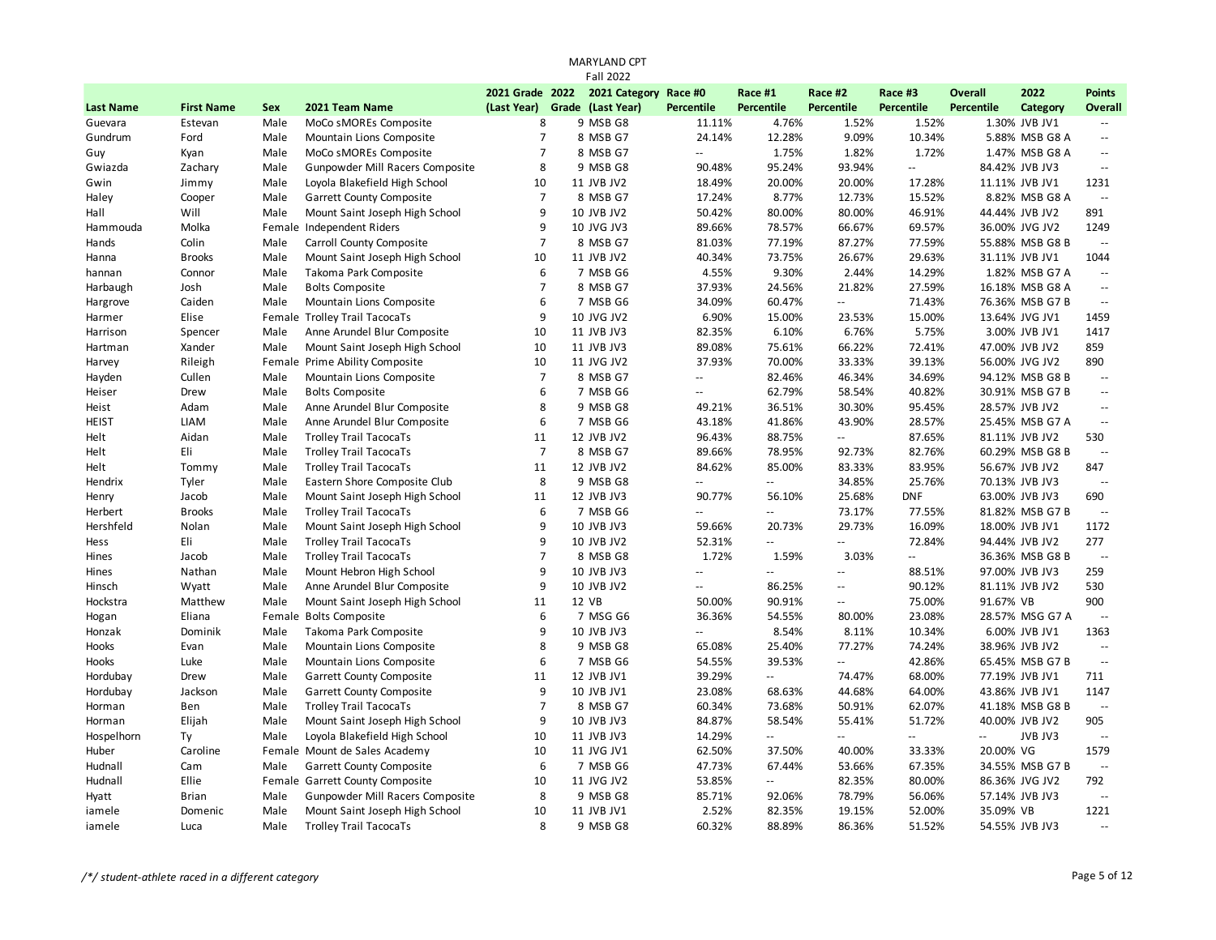MARYLAND CPT
Fall 2022

| Last Name | First Name | Sex | 2021 Team Name | 2021 Grade (Last Year) | 2022 Grade | 2021 Category (Last Year) | Race #0 Percentile | Race #1 Percentile | Race #2 Percentile | Race #3 Percentile | Overall Percentile | 2022 Category | Points Overall |
|---|---|---|---|---|---|---|---|---|---|---|---|---|---|
| Guevara | Estevan | Male | MoCo sMOREs Composite | 8 | 9 | MSB G8 | 11.11% | 4.76% | 1.52% | 1.52% | 1.30% | JVB JV1 | -- |
| Gundrum | Ford | Male | Mountain Lions Composite | 7 | 8 | MSB G7 | 24.14% | 12.28% | 9.09% | 10.34% | 5.88% | MSB G8 A | -- |
| Guy | Kyan | Male | MoCo sMOREs Composite | 7 | 8 | MSB G7 | -- | 1.75% | 1.82% | 1.72% | 1.47% | MSB G8 A | -- |
| Gwiazda | Zachary | Male | Gunpowder Mill Racers Composite | 8 | 9 | MSB G8 | 90.48% | 95.24% | 93.94% | -- | 84.42% | JVB JV3 | -- |
| Gwin | Jimmy | Male | Loyola Blakefield High School | 10 | 11 | JVB JV2 | 18.49% | 20.00% | 20.00% | 17.28% | 11.11% | JVB JV1 | 1231 |
| Haley | Cooper | Male | Garrett County Composite | 7 | 8 | MSB G7 | 17.24% | 8.77% | 12.73% | 15.52% | 8.82% | MSB G8 A | -- |
| Hall | Will | Male | Mount Saint Joseph High School | 9 | 10 | JVB JV2 | 50.42% | 80.00% | 80.00% | 46.91% | 44.44% | JVB JV2 | 891 |
| Hammouda | Molka | Female | Independent Riders | 9 | 10 | JVG JV3 | 89.66% | 78.57% | 66.67% | 69.57% | 36.00% | JVG JV2 | 1249 |
| Hands | Colin | Male | Carroll County Composite | 7 | 8 | MSB G7 | 81.03% | 77.19% | 87.27% | 77.59% | 55.88% | MSB G8 B | -- |
| Hanna | Brooks | Male | Mount Saint Joseph High School | 10 | 11 | JVB JV2 | 40.34% | 73.75% | 26.67% | 29.63% | 31.11% | JVB JV1 | 1044 |
| hannan | Connor | Male | Takoma Park Composite | 6 | 7 | MSB G6 | 4.55% | 9.30% | 2.44% | 14.29% | 1.82% | MSB G7 A | -- |
| Harbaugh | Josh | Male | Bolts Composite | 7 | 8 | MSB G7 | 37.93% | 24.56% | 21.82% | 27.59% | 16.18% | MSB G8 A | -- |
| Hargrove | Caiden | Male | Mountain Lions Composite | 6 | 7 | MSB G6 | 34.09% | 60.47% | -- | 71.43% | 76.36% | MSB G7 B | -- |
| Harmer | Elise | Female | Trolley Trail TacocaTs | 9 | 10 | JVG JV2 | 6.90% | 15.00% | 23.53% | 15.00% | 13.64% | JVG JV1 | 1459 |
| Harrison | Spencer | Male | Anne Arundel Blur Composite | 10 | 11 | JVB JV3 | 82.35% | 6.10% | 6.76% | 5.75% | 3.00% | JVB JV1 | 1417 |
| Hartman | Xander | Male | Mount Saint Joseph High School | 10 | 11 | JVB JV3 | 89.08% | 75.61% | 66.22% | 72.41% | 47.00% | JVB JV2 | 859 |
| Harvey | Rileigh | Female | Prime Ability Composite | 10 | 11 | JVG JV2 | 37.93% | 70.00% | 33.33% | 39.13% | 56.00% | JVG JV2 | 890 |
| Hayden | Cullen | Male | Mountain Lions Composite | 7 | 8 | MSB G7 | -- | 82.46% | 46.34% | 34.69% | 94.12% | MSB G8 B | -- |
| Heiser | Drew | Male | Bolts Composite | 6 | 7 | MSB G6 | -- | 62.79% | 58.54% | 40.82% | 30.91% | MSB G7 B | -- |
| Heist | Adam | Male | Anne Arundel Blur Composite | 8 | 9 | MSB G8 | 49.21% | 36.51% | 30.30% | 95.45% | 28.57% | JVB JV2 | -- |
| HEIST | LIAM | Male | Anne Arundel Blur Composite | 6 | 7 | MSB G6 | 43.18% | 41.86% | 43.90% | 28.57% | 25.45% | MSB G7 A | -- |
| Helt | Aidan | Male | Trolley Trail TacocaTs | 11 | 12 | JVB JV2 | 96.43% | 88.75% | -- | 87.65% | 81.11% | JVB JV2 | 530 |
| Helt | Eli | Male | Trolley Trail TacocaTs | 7 | 8 | MSB G7 | 89.66% | 78.95% | 92.73% | 82.76% | 60.29% | MSB G8 B | -- |
| Helt | Tommy | Male | Trolley Trail TacocaTs | 11 | 12 | JVB JV2 | 84.62% | 85.00% | 83.33% | 83.95% | 56.67% | JVB JV2 | 847 |
| Hendrix | Tyler | Male | Eastern Shore Composite Club | 8 | 9 | MSB G8 | -- | -- | 34.85% | 25.76% | 70.13% | JVB JV3 | -- |
| Henry | Jacob | Male | Mount Saint Joseph High School | 11 | 12 | JVB JV3 | 90.77% | 56.10% | 25.68% | DNF | 63.00% | JVB JV3 | 690 |
| Herbert | Brooks | Male | Trolley Trail TacocaTs | 6 | 7 | MSB G6 | -- | -- | 73.17% | 77.55% | 81.82% | MSB G7 B | -- |
| Hershfeld | Nolan | Male | Mount Saint Joseph High School | 9 | 10 | JVB JV3 | 59.66% | 20.73% | 29.73% | 16.09% | 18.00% | JVB JV1 | 1172 |
| Hess | Eli | Male | Trolley Trail TacocaTs | 9 | 10 | JVB JV2 | 52.31% | -- | -- | 72.84% | 94.44% | JVB JV2 | 277 |
| Hines | Jacob | Male | Trolley Trail TacocaTs | 7 | 8 | MSB G8 | 1.72% | 1.59% | 3.03% | -- | 36.36% | MSB G8 B | -- |
| Hines | Nathan | Male | Mount Hebron High School | 9 | 10 | JVB JV3 | -- | -- | -- | 88.51% | 97.00% | JVB JV3 | 259 |
| Hinsch | Wyatt | Male | Anne Arundel Blur Composite | 9 | 10 | JVB JV2 | -- | 86.25% | -- | 90.12% | 81.11% | JVB JV2 | 530 |
| Hockstra | Matthew | Male | Mount Saint Joseph High School | 11 | 12 | VB | 50.00% | 90.91% | -- | 75.00% | 91.67% | VB | 900 |
| Hogan | Eliana | Female | Bolts Composite | 6 | 7 | MSG G6 | 36.36% | 54.55% | 80.00% | 23.08% | 28.57% | MSG G7 A | -- |
| Honzak | Dominik | Male | Takoma Park Composite | 9 | 10 | JVB JV3 | -- | 8.54% | 8.11% | 10.34% | 6.00% | JVB JV1 | 1363 |
| Hooks | Evan | Male | Mountain Lions Composite | 8 | 9 | MSB G8 | 65.08% | 25.40% | 77.27% | 74.24% | 38.96% | JVB JV2 | -- |
| Hooks | Luke | Male | Mountain Lions Composite | 6 | 7 | MSB G6 | 54.55% | 39.53% | -- | 42.86% | 65.45% | MSB G7 B | -- |
| Hordubay | Drew | Male | Garrett County Composite | 11 | 12 | JVB JV1 | 39.29% | -- | 74.47% | 68.00% | 77.19% | JVB JV1 | 711 |
| Hordubay | Jackson | Male | Garrett County Composite | 9 | 10 | JVB JV1 | 23.08% | 68.63% | 44.68% | 64.00% | 43.86% | JVB JV1 | 1147 |
| Horman | Ben | Male | Trolley Trail TacocaTs | 7 | 8 | MSB G7 | 60.34% | 73.68% | 50.91% | 62.07% | 41.18% | MSB G8 B | -- |
| Horman | Elijah | Male | Mount Saint Joseph High School | 9 | 10 | JVB JV3 | 84.87% | 58.54% | 55.41% | 51.72% | 40.00% | JVB JV2 | 905 |
| Hospelhorn | Ty | Male | Loyola Blakefield High School | 10 | 11 | JVB JV3 | 14.29% | -- | -- | -- | -- | JVB JV3 | -- |
| Huber | Caroline | Female | Mount de Sales Academy | 10 | 11 | JVG JV1 | 62.50% | 37.50% | 40.00% | 33.33% | 20.00% | VG | 1579 |
| Hudnall | Cam | Male | Garrett County Composite | 6 | 7 | MSB G6 | 47.73% | 67.44% | 53.66% | 67.35% | 34.55% | MSB G7 B | -- |
| Hudnall | Ellie | Female | Garrett County Composite | 10 | 11 | JVG JV2 | 53.85% | -- | 82.35% | 80.00% | 86.36% | JVG JV2 | 792 |
| Hyatt | Brian | Male | Gunpowder Mill Racers Composite | 8 | 9 | MSB G8 | 85.71% | 92.06% | 78.79% | 56.06% | 57.14% | JVB JV3 | -- |
| iamele | Domenic | Male | Mount Saint Joseph High School | 10 | 11 | JVB JV1 | 2.52% | 82.35% | 19.15% | 52.00% | 35.09% | VB | 1221 |
| iamele | Luca | Male | Trolley Trail TacocaTs | 8 | 9 | MSB G8 | 60.32% | 88.89% | 86.36% | 51.52% | 54.55% | JVB JV3 | -- |

*/\*/ student-athlete raced in a different category*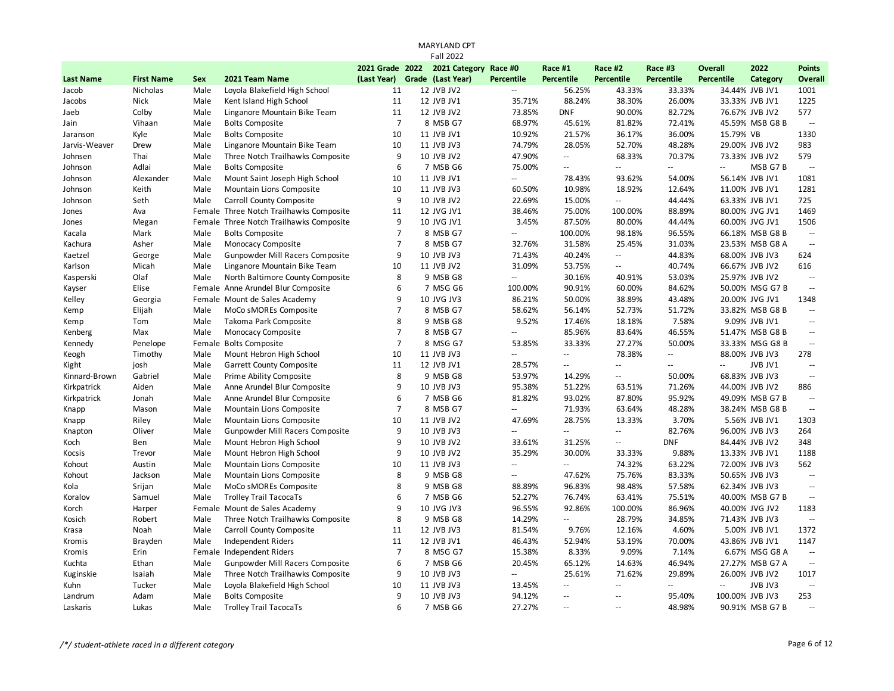MARYLAND CPT

Fall 2022

| Last Name | First Name | Sex | 2021 Team Name | 2021 Grade (Last Year) | 2022 Grade | 2021 Category (Last Year) | Race #0 Percentile | Race #1 Percentile | Race #2 Percentile | Race #3 Percentile | Overall Percentile | 2022 Category | Points Overall |
|---|---|---|---|---|---|---|---|---|---|---|---|---|---|
| Jacob | Nicholas | Male | Loyola Blakefield High School | 11 | 12 | JVB JV2 | -- | 56.25% | 43.33% | 33.33% | 34.44% | JVB JV1 | 1001 |
| Jacobs | Nick | Male | Kent Island High School | 11 | 12 | JVB JV1 | 35.71% | 88.24% | 38.30% | 26.00% | 33.33% | JVB JV1 | 1225 |
| Jaeb | Colby | Male | Linganore Mountain Bike Team | 11 | 12 | JVB JV2 | 73.85% | DNF | 90.00% | 82.72% | 76.67% | JVB JV2 | 577 |
| Jain | Vihaan | Male | Bolts Composite | 7 | 8 | MSB G7 | 68.97% | 45.61% | 81.82% | 72.41% | 45.59% | MSB G8 B | -- |
| Jaranson | Kyle | Male | Bolts Composite | 10 | 11 | JVB JV1 | 10.92% | 21.57% | 36.17% | 36.00% | 15.79% | VB | 1330 |
| Jarvis-Weaver | Drew | Male | Linganore Mountain Bike Team | 10 | 11 | JVB JV3 | 74.79% | 28.05% | 52.70% | 48.28% | 29.00% | JVB JV2 | 983 |
| Johnsen | Thai | Male | Three Notch Trailhawks Composite | 9 | 10 | JVB JV2 | 47.90% | -- | 68.33% | 70.37% | 73.33% | JVB JV2 | 579 |
| Johnson | Adlai | Male | Bolts Composite | 6 | 7 | MSB G6 | 75.00% | -- | -- | -- | -- | MSB G7 B | -- |
| Johnson | Alexander | Male | Mount Saint Joseph High School | 10 | 11 | JVB JV1 | -- | 78.43% | 93.62% | 54.00% | 56.14% | JVB JV1 | 1081 |
| Johnson | Keith | Male | Mountain Lions Composite | 10 | 11 | JVB JV3 | 60.50% | 10.98% | 18.92% | 12.64% | 11.00% | JVB JV1 | 1281 |
| Johnson | Seth | Male | Carroll County Composite | 9 | 10 | JVB JV2 | 22.69% | 15.00% | -- | 44.44% | 63.33% | JVB JV1 | 725 |
| Jones | Ava | Female | Three Notch Trailhawks Composite | 11 | 12 | JVG JV1 | 38.46% | 75.00% | 100.00% | 88.89% | 80.00% | JVG JV1 | 1469 |
| Jones | Megan | Female | Three Notch Trailhawks Composite | 9 | 10 | JVG JV1 | 3.45% | 87.50% | 80.00% | 44.44% | 60.00% | JVG JV1 | 1506 |
| Kacala | Mark | Male | Bolts Composite | 7 | 8 | MSB G7 | -- | 100.00% | 98.18% | 96.55% | 66.18% | MSB G8 B | -- |
| Kachura | Asher | Male | Monocacy Composite | 7 | 8 | MSB G7 | 32.76% | 31.58% | 25.45% | 31.03% | 23.53% | MSB G8 A | -- |
| Kaetzel | George | Male | Gunpowder Mill Racers Composite | 9 | 10 | JVB JV3 | 71.43% | 40.24% | -- | 44.83% | 68.00% | JVB JV3 | 624 |
| Karlson | Micah | Male | Linganore Mountain Bike Team | 10 | 11 | JVB JV2 | 31.09% | 53.75% | -- | 40.74% | 66.67% | JVB JV2 | 616 |
| Kasperski | Olaf | Male | North Baltimore County Composite | 8 | 9 | MSB G8 | -- | 30.16% | 40.91% | 53.03% | 25.97% | JVB JV2 | -- |
| Kayser | Elise | Female | Anne Arundel Blur Composite | 6 | 7 | MSG G6 | 100.00% | 90.91% | 60.00% | 84.62% | 50.00% | MSG G7 B | -- |
| Kelley | Georgia | Female | Mount de Sales Academy | 9 | 10 | JVG JV3 | 86.21% | 50.00% | 38.89% | 43.48% | 20.00% | JVG JV1 | 1348 |
| Kemp | Elijah | Male | MoCo sMOREs Composite | 7 | 8 | MSB G7 | 58.62% | 56.14% | 52.73% | 51.72% | 33.82% | MSB G8 B | -- |
| Kemp | Tom | Male | Takoma Park Composite | 8 | 9 | MSB G8 | 9.52% | 17.46% | 18.18% | 7.58% | 9.09% | JVB JV1 | -- |
| Kenberg | Max | Male | Monocacy Composite | 7 | 8 | MSB G7 | -- | 85.96% | 83.64% | 46.55% | 51.47% | MSB G8 B | -- |
| Kennedy | Penelope | Female | Bolts Composite | 7 | 8 | MSG G7 | 53.85% | 33.33% | 27.27% | 50.00% | 33.33% | MSG G8 B | -- |
| Keogh | Timothy | Male | Mount Hebron High School | 10 | 11 | JVB JV3 | -- | -- | 78.38% | -- | 88.00% | JVB JV3 | 278 |
| Kight | josh | Male | Garrett County Composite | 11 | 12 | JVB JV1 | 28.57% | -- | -- | -- | -- | JVB JV1 | -- |
| Kinnard-Brown | Gabriel | Male | Prime Ability Composite | 8 | 9 | MSB G8 | 53.97% | 14.29% | -- | 50.00% | 68.83% | JVB JV3 | -- |
| Kirkpatrick | Aiden | Male | Anne Arundel Blur Composite | 9 | 10 | JVB JV3 | 95.38% | 51.22% | 63.51% | 71.26% | 44.00% | JVB JV2 | 886 |
| Kirkpatrick | Jonah | Male | Anne Arundel Blur Composite | 6 | 7 | MSB G6 | 81.82% | 93.02% | 87.80% | 95.92% | 49.09% | MSB G7 B | -- |
| Knapp | Mason | Male | Mountain Lions Composite | 7 | 8 | MSB G7 | -- | 71.93% | 63.64% | 48.28% | 38.24% | MSB G8 B | -- |
| Knapp | Riley | Male | Mountain Lions Composite | 10 | 11 | JVB JV2 | 47.69% | 28.75% | 13.33% | 3.70% | 5.56% | JVB JV1 | 1303 |
| Knapton | Oliver | Male | Gunpowder Mill Racers Composite | 9 | 10 | JVB JV3 | -- | -- | -- | 82.76% | 96.00% | JVB JV3 | 264 |
| Koch | Ben | Male | Mount Hebron High School | 9 | 10 | JVB JV2 | 33.61% | 31.25% | -- | DNF | 84.44% | JVB JV2 | 348 |
| Kocsis | Trevor | Male | Mount Hebron High School | 9 | 10 | JVB JV2 | 35.29% | 30.00% | 33.33% | 9.88% | 13.33% | JVB JV1 | 1188 |
| Kohout | Austin | Male | Mountain Lions Composite | 10 | 11 | JVB JV3 | -- | -- | 74.32% | 63.22% | 72.00% | JVB JV3 | 562 |
| Kohout | Jackson | Male | Mountain Lions Composite | 8 | 9 | MSB G8 | -- | 47.62% | 75.76% | 83.33% | 50.65% | JVB JV3 | -- |
| Kola | Srijan | Male | MoCo sMOREs Composite | 8 | 9 | MSB G8 | 88.89% | 96.83% | 98.48% | 57.58% | 62.34% | JVB JV3 | -- |
| Koralov | Samuel | Male | Trolley Trail TacocaTs | 6 | 7 | MSB G6 | 52.27% | 76.74% | 63.41% | 75.51% | 40.00% | MSB G7 B | -- |
| Korch | Harper | Female | Mount de Sales Academy | 9 | 10 | JVG JV3 | 96.55% | 92.86% | 100.00% | 86.96% | 40.00% | JVG JV2 | 1183 |
| Kosich | Robert | Male | Three Notch Trailhawks Composite | 8 | 9 | MSB G8 | 14.29% | -- | 28.79% | 34.85% | 71.43% | JVB JV3 | -- |
| Krasa | Noah | Male | Carroll County Composite | 11 | 12 | JVB JV3 | 81.54% | 9.76% | 12.16% | 4.60% | 5.00% | JVB JV1 | 1372 |
| Kromis | Brayden | Male | Independent Riders | 11 | 12 | JVB JV1 | 46.43% | 52.94% | 53.19% | 70.00% | 43.86% | JVB JV1 | 1147 |
| Kromis | Erin | Female | Independent Riders | 7 | 8 | MSG G7 | 15.38% | 8.33% | 9.09% | 7.14% | 6.67% | MSG G8 A | -- |
| Kuchta | Ethan | Male | Gunpowder Mill Racers Composite | 6 | 7 | MSB G6 | 20.45% | 65.12% | 14.63% | 46.94% | 27.27% | MSB G7 A | -- |
| Kuginskie | Isaiah | Male | Three Notch Trailhawks Composite | 9 | 10 | JVB JV3 | -- | 25.61% | 71.62% | 29.89% | 26.00% | JVB JV2 | 1017 |
| Kuhn | Tucker | Male | Loyola Blakefield High School | 10 | 11 | JVB JV3 | 13.45% | -- | -- | -- | -- | JVB JV3 | -- |
| Landrum | Adam | Male | Bolts Composite | 9 | 10 | JVB JV3 | 94.12% | -- | -- | 95.40% | 100.00% | JVB JV3 | 253 |
| Laskaris | Lukas | Male | Trolley Trail TacocaTs | 6 | 7 | MSB G6 | 27.27% | -- | -- | 48.98% | 90.91% | MSB G7 B | -- |

*/*/ student-athlete raced in a different category*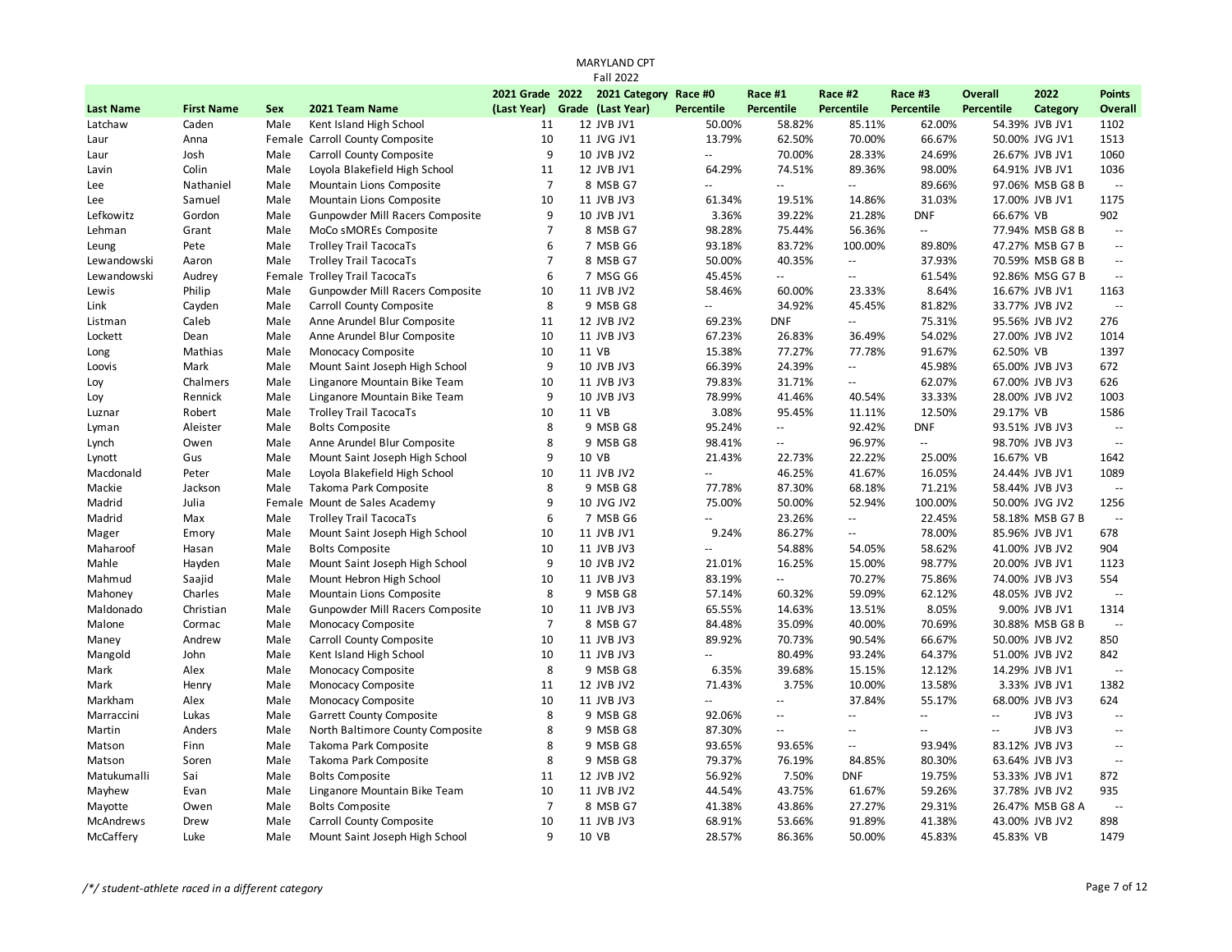MARYLAND CPT

Fall 2022

| Last Name | First Name | Sex | 2021 Team Name | 2021 Grade (Last Year) | 2022 Grade | 2021 Category (Last Year) | Race #0 Percentile | Race #1 Percentile | Race #2 Percentile | Race #3 Percentile | Overall Percentile | 2022 Category | Points Overall |
|---|---|---|---|---|---|---|---|---|---|---|---|---|---|
| Latchaw | Caden | Male | Kent Island High School | 11 | 12 | JVB JV1 | 50.00% | 58.82% | 85.11% | 62.00% | 54.39% | JVB JV1 | 1102 |
| Laur | Anna | Female | Carroll County Composite | 10 | 11 | JVG JV1 | 13.79% | 62.50% | 70.00% | 66.67% | 50.00% | JVG JV1 | 1513 |
| Laur | Josh | Male | Carroll County Composite | 9 | 10 | JVB JV2 | -- | 70.00% | 28.33% | 24.69% | 26.67% | JVB JV1 | 1060 |
| Lavin | Colin | Male | Loyola Blakefield High School | 11 | 12 | JVB JV1 | 64.29% | 74.51% | 89.36% | 98.00% | 64.91% | JVB JV1 | 1036 |
| Lee | Nathaniel | Male | Mountain Lions Composite | 7 | 8 | MSB G7 | -- | -- | -- | 89.66% | 97.06% | MSB G8 B | -- |
| Lee | Samuel | Male | Mountain Lions Composite | 10 | 11 | JVB JV3 | 61.34% | 19.51% | 14.86% | 31.03% | 17.00% | JVB JV1 | 1175 |
| Lefkowitz | Gordon | Male | Gunpowder Mill Racers Composite | 9 | 10 | JVB JV1 | 3.36% | 39.22% | 21.28% | DNF | 66.67% | VB | 902 |
| Lehman | Grant | Male | MoCo sMOREs Composite | 7 | 8 | MSB G7 | 98.28% | 75.44% | 56.36% | -- | 77.94% | MSB G8 B | -- |
| Leung | Pete | Male | Trolley Trail TacocaTs | 6 | 7 | MSB G6 | 93.18% | 83.72% | 100.00% | 89.80% | 47.27% | MSB G7 B | -- |
| Lewandowski | Aaron | Male | Trolley Trail TacocaTs | 7 | 8 | MSB G7 | 50.00% | 40.35% | -- | 37.93% | 70.59% | MSB G8 B | -- |
| Lewandowski | Audrey | Female | Trolley Trail TacocaTs | 6 | 7 | MSG G6 | 45.45% | -- | -- | 61.54% | 92.86% | MSG G7 B | -- |
| Lewis | Philip | Male | Gunpowder Mill Racers Composite | 10 | 11 | JVB JV2 | 58.46% | 60.00% | 23.33% | 8.64% | 16.67% | JVB JV1 | 1163 |
| Link | Cayden | Male | Carroll County Composite | 8 | 9 | MSB G8 | -- | 34.92% | 45.45% | 81.82% | 33.77% | JVB JV2 | -- |
| Listman | Caleb | Male | Anne Arundel Blur Composite | 11 | 12 | JVB JV2 | 69.23% | DNF | -- | 75.31% | 95.56% | JVB JV2 | 276 |
| Lockett | Dean | Male | Anne Arundel Blur Composite | 10 | 11 | JVB JV3 | 67.23% | 26.83% | 36.49% | 54.02% | 27.00% | JVB JV2 | 1014 |
| Long | Mathias | Male | Monocacy Composite | 10 | 11 | VB | 15.38% | 77.27% | 77.78% | 91.67% | 62.50% | VB | 1397 |
| Loovis | Mark | Male | Mount Saint Joseph High School | 9 | 10 | JVB JV3 | 66.39% | 24.39% | -- | 45.98% | 65.00% | JVB JV3 | 672 |
| Loy | Chalmers | Male | Linganore Mountain Bike Team | 10 | 11 | JVB JV3 | 79.83% | 31.71% | -- | 62.07% | 67.00% | JVB JV3 | 626 |
| Loy | Rennick | Male | Linganore Mountain Bike Team | 9 | 10 | JVB JV3 | 78.99% | 41.46% | 40.54% | 33.33% | 28.00% | JVB JV2 | 1003 |
| Luznar | Robert | Male | Trolley Trail TacocaTs | 10 | 11 | VB | 3.08% | 95.45% | 11.11% | 12.50% | 29.17% | VB | 1586 |
| Lyman | Aleister | Male | Bolts Composite | 8 | 9 | MSB G8 | 95.24% | -- | 92.42% | DNF | 93.51% | JVB JV3 | -- |
| Lynch | Owen | Male | Anne Arundel Blur Composite | 8 | 9 | MSB G8 | 98.41% | -- | 96.97% | -- | 98.70% | JVB JV3 | -- |
| Lynott | Gus | Male | Mount Saint Joseph High School | 9 | 10 | VB | 21.43% | 22.73% | 22.22% | 25.00% | 16.67% | VB | 1642 |
| Macdonald | Peter | Male | Loyola Blakefield High School | 10 | 11 | JVB JV2 | -- | 46.25% | 41.67% | 16.05% | 24.44% | JVB JV1 | 1089 |
| Mackie | Jackson | Male | Takoma Park Composite | 8 | 9 | MSB G8 | 77.78% | 87.30% | 68.18% | 71.21% | 58.44% | JVB JV3 | -- |
| Madrid | Julia | Female | Mount de Sales Academy | 9 | 10 | JVG JV2 | 75.00% | 50.00% | 52.94% | 100.00% | 50.00% | JVG JV2 | 1256 |
| Madrid | Max | Male | Trolley Trail TacocaTs | 6 | 7 | MSB G6 | -- | 23.26% | -- | 22.45% | 58.18% | MSB G7 B | -- |
| Mager | Emory | Male | Mount Saint Joseph High School | 10 | 11 | JVB JV1 | 9.24% | 86.27% | -- | 78.00% | 85.96% | JVB JV1 | 678 |
| Maharoof | Hasan | Male | Bolts Composite | 10 | 11 | JVB JV3 | -- | 54.88% | 54.05% | 58.62% | 41.00% | JVB JV2 | 904 |
| Mahle | Hayden | Male | Mount Saint Joseph High School | 9 | 10 | JVB JV2 | 21.01% | 16.25% | 15.00% | 98.77% | 20.00% | JVB JV1 | 1123 |
| Mahmud | Saajid | Male | Mount Hebron High School | 10 | 11 | JVB JV3 | 83.19% | -- | 70.27% | 75.86% | 74.00% | JVB JV3 | 554 |
| Mahoney | Charles | Male | Mountain Lions Composite | 8 | 9 | MSB G8 | 57.14% | 60.32% | 59.09% | 62.12% | 48.05% | JVB JV2 | -- |
| Maldonado | Christian | Male | Gunpowder Mill Racers Composite | 10 | 11 | JVB JV3 | 65.55% | 14.63% | 13.51% | 8.05% | 9.00% | JVB JV1 | 1314 |
| Malone | Cormac | Male | Monocacy Composite | 7 | 8 | MSB G7 | 84.48% | 35.09% | 40.00% | 70.69% | 30.88% | MSB G8 B | -- |
| Maney | Andrew | Male | Carroll County Composite | 10 | 11 | JVB JV3 | 89.92% | 70.73% | 90.54% | 66.67% | 50.00% | JVB JV3 | 850 |
| Mangold | John | Male | Kent Island High School | 10 | 11 | JVB JV3 | -- | 80.49% | 93.24% | 64.37% | 51.00% | JVB JV2 | 842 |
| Mark | Alex | Male | Monocacy Composite | 8 | 9 | MSB G8 | 6.35% | 39.68% | 15.15% | 12.12% | 14.29% | JVB JV1 | -- |
| Mark | Henry | Male | Monocacy Composite | 11 | 12 | JVB JV2 | 71.43% | 3.75% | 10.00% | 13.58% | 3.33% | JVB JV1 | 1382 |
| Markham | Alex | Male | Monocacy Composite | 10 | 11 | JVB JV3 | -- | -- | 37.84% | 55.17% | 68.00% | JVB JV3 | 624 |
| Marraccini | Lukas | Male | Garrett County Composite | 8 | 9 | MSB G8 | 92.06% | -- | -- | -- | -- | JVB JV3 | -- |
| Martin | Anders | Male | North Baltimore County Composite | 8 | 9 | MSB G8 | 87.30% | -- | -- | -- | -- | JVB JV3 | -- |
| Matson | Finn | Male | Takoma Park Composite | 8 | 9 | MSB G8 | 93.65% | 93.65% | -- | 93.94% | 83.12% | JVB JV3 | -- |
| Matson | Soren | Male | Takoma Park Composite | 8 | 9 | MSB G8 | 79.37% | 76.19% | 84.85% | 80.30% | 63.64% | JVB JV3 | -- |
| Matukumalli | Sai | Male | Bolts Composite | 11 | 12 | JVB JV2 | 56.92% | 7.50% | DNF | 19.75% | 53.33% | JVB JV1 | 872 |
| Mayhew | Evan | Male | Linganore Mountain Bike Team | 10 | 11 | JVB JV2 | 44.54% | 43.75% | 61.67% | 59.26% | 37.78% | JVB JV2 | 935 |
| Mayotte | Owen | Male | Bolts Composite | 7 | 8 | MSB G7 | 41.38% | 43.86% | 27.27% | 29.31% | 26.47% | MSB G8 A | -- |
| McAndrews | Drew | Male | Carroll County Composite | 10 | 11 | JVB JV3 | 68.91% | 53.66% | 91.89% | 41.38% | 43.00% | JVB JV2 | 898 |
| McCaffery | Luke | Male | Mount Saint Joseph High School | 9 | 10 | VB | 28.57% | 86.36% | 50.00% | 45.83% | 45.83% | VB | 1479 |

*/*/ student-athlete raced in a different category*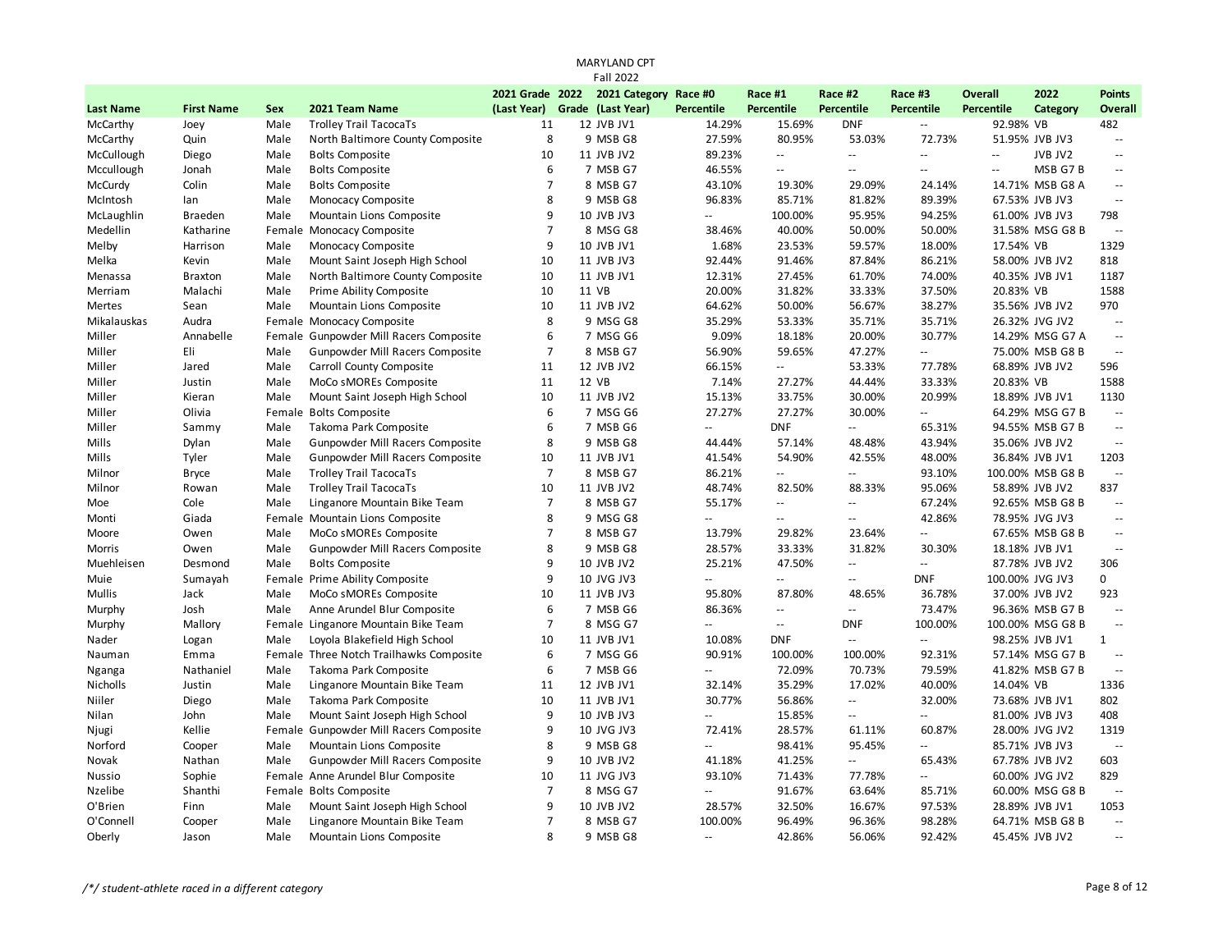MARYLAND CPT

Fall 2022

| Last Name | First Name | Sex | 2021 Team Name | 2021 Grade (Last Year) | 2022 Grade | 2021 Category (Last Year) | Race #0 Percentile | Race #1 Percentile | Race #2 Percentile | Race #3 Percentile | Overall Percentile | 2022 Category | Points Overall |
|---|---|---|---|---|---|---|---|---|---|---|---|---|---|
| McCarthy | Joey | Male | Trolley Trail TacocaTs | 11 | 12 | JVB JV1 | 14.29% | 15.69% | DNF | -- | 92.98% | VB | 482 |
| McCarthy | Quin | Male | North Baltimore County Composite | 8 | 9 | MSB G8 | 27.59% | 80.95% | 53.03% | 72.73% | 51.95% | JVB JV3 | -- |
| McCullough | Diego | Male | Bolts Composite | 10 | 11 | JVB JV2 | 89.23% | -- | -- | -- | -- | JVB JV2 | -- |
| Mccullough | Jonah | Male | Bolts Composite | 6 | 7 | MSB G7 | 46.55% | -- | -- | -- | -- | MSB G7 B | -- |
| McCurdy | Colin | Male | Bolts Composite | 7 | 8 | MSB G7 | 43.10% | 19.30% | 29.09% | 24.14% | 14.71% | MSB G8 A | -- |
| McIntosh | Ian | Male | Monocacy Composite | 8 | 9 | MSB G8 | 96.83% | 85.71% | 81.82% | 89.39% | 67.53% | JVB JV3 | -- |
| McLaughlin | Braeden | Male | Mountain Lions Composite | 9 | 10 | JVB JV3 | -- | 100.00% | 95.95% | 94.25% | 61.00% | JVB JV3 | 798 |
| Medellin | Katharine | Female | Monocacy Composite | 7 | 8 | MSG G7 | 38.46% | 40.00% | 50.00% | 50.00% | 31.58% | MSG G8 B | -- |
| Melby | Harrison | Male | Monocacy Composite | 9 | 10 | JVB JV1 | 1.68% | 23.53% | 59.57% | 18.00% | 17.54% | VB | 1329 |
| Melka | Kevin | Male | Mount Saint Joseph High School | 10 | 11 | JVB JV3 | 92.44% | 91.46% | 87.84% | 86.21% | 58.00% | JVB JV2 | 818 |
| Menassa | Braxton | Male | North Baltimore County Composite | 10 | 11 | JVB JV1 | 12.31% | 27.45% | 61.70% | 74.00% | 40.35% | JVB JV1 | 1187 |
| Merriam | Malachi | Male | Prime Ability Composite | 10 | 11 | VB | 20.00% | 31.82% | 33.33% | 37.50% | 20.83% | VB | 1588 |
| Mertes | Sean | Male | Mountain Lions Composite | 10 | 11 | JVB JV2 | 64.62% | 50.00% | 56.67% | 38.27% | 35.56% | JVB JV2 | 970 |
| Mikalauskas | Audra | Female | Monocacy Composite | 8 | 9 | MSG G8 | 35.29% | 53.33% | 35.71% | 35.71% | 26.32% | JVG JV2 | -- |
| Miller | Annabelle | Female | Gunpowder Mill Racers Composite | 6 | 7 | MSG G6 | 9.09% | 18.18% | 20.00% | 30.77% | 14.29% | MSG G7 A | -- |
| Miller | Eli | Male | Gunpowder Mill Racers Composite | 7 | 8 | MSB G7 | 56.90% | 59.65% | 47.27% | -- | 75.00% | MSB G8 B | -- |
| Miller | Jared | Male | Carroll County Composite | 11 | 12 | JVB JV2 | 66.15% | -- | 53.33% | 77.78% | 68.89% | JVB JV2 | 596 |
| Miller | Justin | Male | MoCo sMOREs Composite | 11 | 12 | VB | 7.14% | 27.27% | 44.44% | 33.33% | 20.83% | VB | 1588 |
| Miller | Kieran | Male | Mount Saint Joseph High School | 10 | 11 | JVB JV2 | 15.13% | 33.75% | 30.00% | 20.99% | 18.89% | JVB JV1 | 1130 |
| Miller | Olivia | Female | Bolts Composite | 6 | 7 | MSG G6 | 27.27% | 27.27% | 30.00% | -- | 64.29% | MSG G7 B | -- |
| Miller | Sammy | Male | Takoma Park Composite | 6 | 7 | MSB G6 | -- | DNF | -- | 65.31% | 94.55% | MSB G7 B | -- |
| Mills | Dylan | Male | Gunpowder Mill Racers Composite | 8 | 9 | MSB G8 | 44.44% | 57.14% | 48.48% | 43.94% | 35.06% | JVB JV2 | -- |
| Mills | Tyler | Male | Gunpowder Mill Racers Composite | 10 | 11 | JVB JV1 | 41.54% | 54.90% | 42.55% | 48.00% | 36.84% | JVB JV1 | 1203 |
| Milnor | Bryce | Male | Trolley Trail TacocaTs | 7 | 8 | MSB G7 | 86.21% | -- | -- | 93.10% | 100.00% | MSB G8 B | -- |
| Milnor | Rowan | Male | Trolley Trail TacocaTs | 10 | 11 | JVB JV2 | 48.74% | 82.50% | 88.33% | 95.06% | 58.89% | JVB JV2 | 837 |
| Moe | Cole | Male | Linganore Mountain Bike Team | 7 | 8 | MSB G7 | 55.17% | -- | -- | 67.24% | 92.65% | MSB G8 B | -- |
| Monti | Giada | Female | Mountain Lions Composite | 8 | 9 | MSG G8 | -- | -- | -- | 42.86% | 78.95% | JVG JV3 | -- |
| Moore | Owen | Male | MoCo sMOREs Composite | 7 | 8 | MSB G7 | 13.79% | 29.82% | 23.64% | -- | 67.65% | MSB G8 B | -- |
| Morris | Owen | Male | Gunpowder Mill Racers Composite | 8 | 9 | MSB G8 | 28.57% | 33.33% | 31.82% | 30.30% | 18.18% | JVB JV1 | -- |
| Muehleisen | Desmond | Male | Bolts Composite | 9 | 10 | JVB JV2 | 25.21% | 47.50% | -- | -- | 87.78% | JVB JV2 | 306 |
| Muie | Sumayah | Female | Prime Ability Composite | 9 | 10 | JVG JV3 | -- | -- | -- | DNF | 100.00% | JVG JV3 | 0 |
| Mullis | Jack | Male | MoCo sMOREs Composite | 10 | 11 | JVB JV3 | 95.80% | 87.80% | 48.65% | 36.78% | 37.00% | JVB JV2 | 923 |
| Murphy | Josh | Male | Anne Arundel Blur Composite | 6 | 7 | MSB G6 | 86.36% | -- | -- | 73.47% | 96.36% | MSB G7 B | -- |
| Murphy | Mallory | Female | Linganore Mountain Bike Team | 7 | 8 | MSG G7 | -- | -- | DNF | 100.00% | 100.00% | MSG G8 B | -- |
| Nader | Logan | Male | Loyola Blakefield High School | 10 | 11 | JVB JV1 | 10.08% | DNF | -- | -- | 98.25% | JVB JV1 | 1 |
| Nauman | Emma | Female | Three Notch Trailhawks Composite | 6 | 7 | MSG G6 | 90.91% | 100.00% | 100.00% | 92.31% | 57.14% | MSG G7 B | -- |
| Nganga | Nathaniel | Male | Takoma Park Composite | 6 | 7 | MSB G6 | -- | 72.09% | 70.73% | 79.59% | 41.82% | MSB G7 B | -- |
| Nicholls | Justin | Male | Linganore Mountain Bike Team | 11 | 12 | JVB JV1 | 32.14% | 35.29% | 17.02% | 40.00% | 14.04% | VB | 1336 |
| Niiler | Diego | Male | Takoma Park Composite | 10 | 11 | JVB JV1 | 30.77% | 56.86% | -- | 32.00% | 73.68% | JVB JV1 | 802 |
| Nilan | John | Male | Mount Saint Joseph High School | 9 | 10 | JVB JV3 | -- | 15.85% | -- | -- | 81.00% | JVB JV3 | 408 |
| Njugi | Kellie | Female | Gunpowder Mill Racers Composite | 9 | 10 | JVG JV3 | 72.41% | 28.57% | 61.11% | 60.87% | 28.00% | JVG JV2 | 1319 |
| Norford | Cooper | Male | Mountain Lions Composite | 8 | 9 | MSB G8 | -- | 98.41% | 95.45% | -- | 85.71% | JVB JV3 | -- |
| Novak | Nathan | Male | Gunpowder Mill Racers Composite | 9 | 10 | JVB JV2 | 41.18% | 41.25% | -- | 65.43% | 67.78% | JVB JV2 | 603 |
| Nussio | Sophie | Female | Anne Arundel Blur Composite | 10 | 11 | JVG JV3 | 93.10% | 71.43% | 77.78% | -- | 60.00% | JVG JV2 | 829 |
| Nzelibe | Shanthi | Female | Bolts Composite | 7 | 8 | MSG G7 | -- | 91.67% | 63.64% | 85.71% | 60.00% | MSG G8 B | -- |
| O'Brien | Finn | Male | Mount Saint Joseph High School | 9 | 10 | JVB JV2 | 28.57% | 32.50% | 16.67% | 97.53% | 28.89% | JVB JV1 | 1053 |
| O'Connell | Cooper | Male | Linganore Mountain Bike Team | 7 | 8 | MSB G7 | 100.00% | 96.49% | 96.36% | 98.28% | 64.71% | MSB G8 B | -- |
| Oberly | Jason | Male | Mountain Lions Composite | 8 | 9 | MSB G8 | -- | 42.86% | 56.06% | 92.42% | 45.45% | JVB JV2 | -- |

*/\*/ student-athlete raced in a different category*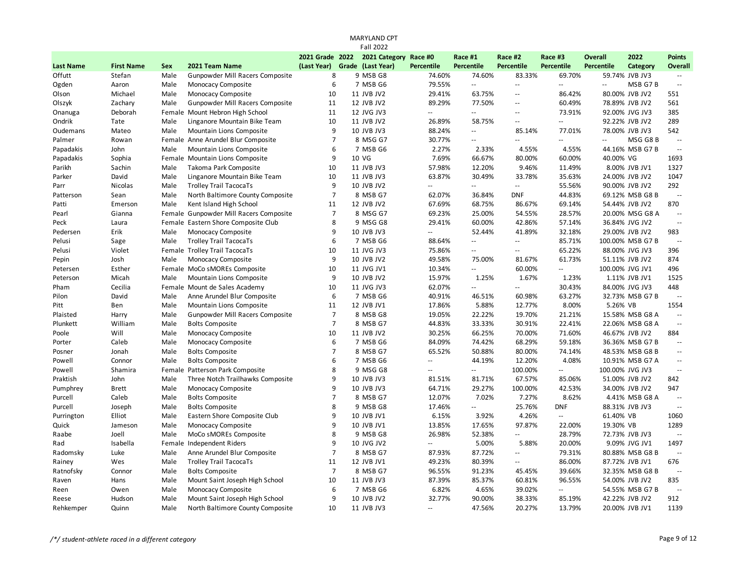MARYLAND CPT
Fall 2022

| Last Name | First Name | Sex | 2021 Team Name | 2021 Grade (Last Year) | 2022 Grade | 2021 Category (Last Year) | Race #0 Percentile | Race #1 Percentile | Race #2 Percentile | Race #3 Percentile | Overall Percentile | 2022 Category | Points Overall |
|---|---|---|---|---|---|---|---|---|---|---|---|---|---|
| Offutt | Stefan | Male | Gunpowder Mill Racers Composite | 8 | 9 | MSB G8 | 74.60% | 74.60% | 83.33% | 69.70% | 59.74% | JVB JV3 | -- |
| Ogden | Aaron | Male | Monocacy Composite | 6 | 7 | MSB G6 | 79.55% | -- | -- | -- | -- | MSB G7 B | -- |
| Olson | Michael | Male | Monocacy Composite | 10 | 11 | JVB JV2 | 29.41% | 63.75% | -- | 86.42% | 80.00% | JVB JV2 | 551 |
| Olszyk | Zachary | Male | Gunpowder Mill Racers Composite | 11 | 12 | JVB JV2 | 89.29% | 77.50% | -- | 60.49% | 78.89% | JVB JV2 | 561 |
| Onanuga | Deborah | Female | Mount Hebron High School | 11 | 12 | JVG JV3 | -- | -- | -- | 73.91% | 92.00% | JVG JV3 | 385 |
| Ondrik | Tate | Male | Linganore Mountain Bike Team | 10 | 11 | JVB JV2 | 26.89% | 58.75% | -- | -- | 92.22% | JVB JV2 | 289 |
| Oudemans | Mateo | Male | Mountain Lions Composite | 9 | 10 | JVB JV3 | 88.24% | -- | 85.14% | 77.01% | 78.00% | JVB JV3 | 542 |
| Palmer | Rowan | Female | Anne Arundel Blur Composite | 7 | 8 | MSG G7 | 30.77% | -- | -- | -- | -- | MSG G8 B | -- |
| Papadakis | John | Male | Mountain Lions Composite | 6 | 7 | MSB G6 | 2.27% | 2.33% | 4.55% | 4.55% | 44.16% | MSB G7 B | -- |
| Papadakis | Sophia | Female | Mountain Lions Composite | 9 | 10 | VG | 7.69% | 66.67% | 80.00% | 60.00% | 40.00% | VG | 1693 |
| Parikh | Sachin | Male | Takoma Park Composite | 10 | 11 | JVB JV3 | 57.98% | 12.20% | 9.46% | 11.49% | 8.00% | JVB JV1 | 1327 |
| Parker | David | Male | Linganore Mountain Bike Team | 10 | 11 | JVB JV3 | 63.87% | 30.49% | 33.78% | 35.63% | 24.00% | JVB JV2 | 1047 |
| Parr | Nicolas | Male | Trolley Trail TacocaTs | 9 | 10 | JVB JV2 | -- | -- | -- | 55.56% | 90.00% | JVB JV2 | 292 |
| Patterson | Sean | Male | North Baltimore County Composite | 7 | 8 | MSB G7 | 62.07% | 36.84% | DNF | 44.83% | 69.12% | MSB G8 B | -- |
| Patti | Emerson | Male | Kent Island High School | 11 | 12 | JVB JV2 | 67.69% | 68.75% | 86.67% | 69.14% | 54.44% | JVB JV2 | 870 |
| Pearl | Gianna | Female | Gunpowder Mill Racers Composite | 7 | 8 | MSG G7 | 69.23% | 25.00% | 54.55% | 28.57% | 20.00% | MSG G8 A | -- |
| Peck | Laura | Female | Eastern Shore Composite Club | 8 | 9 | MSG G8 | 29.41% | 60.00% | 42.86% | 57.14% | 36.84% | JVG JV2 | -- |
| Pedersen | Erik | Male | Monocacy Composite | 9 | 10 | JVB JV3 | -- | 52.44% | 41.89% | 32.18% | 29.00% | JVB JV2 | 983 |
| Pelusi | Sage | Male | Trolley Trail TacocaTs | 6 | 7 | MSB G6 | 88.64% | -- | -- | 85.71% | 100.00% | MSB G7 B | -- |
| Pelusi | Violet | Female | Trolley Trail TacocaTs | 10 | 11 | JVG JV3 | 75.86% | -- | -- | 65.22% | 88.00% | JVG JV3 | 396 |
| Pepin | Josh | Male | Monocacy Composite | 9 | 10 | JVB JV2 | 49.58% | 75.00% | 81.67% | 61.73% | 51.11% | JVB JV2 | 874 |
| Petersen | Esther | Female | MoCo sMOREs Composite | 10 | 11 | JVG JV1 | 10.34% | -- | 60.00% | -- | 100.00% | JVG JV1 | 496 |
| Peterson | Micah | Male | Mountain Lions Composite | 9 | 10 | JVB JV2 | 15.97% | 1.25% | 1.67% | 1.23% | 1.11% | JVB JV1 | 1525 |
| Pham | Cecilia | Female | Mount de Sales Academy | 10 | 11 | JVG JV3 | 62.07% | -- | -- | 30.43% | 84.00% | JVG JV3 | 448 |
| Pilon | David | Male | Anne Arundel Blur Composite | 6 | 7 | MSB G6 | 40.91% | 46.51% | 60.98% | 63.27% | 32.73% | MSB G7 B | -- |
| Pitt | Ben | Male | Mountain Lions Composite | 11 | 12 | JVB JV1 | 17.86% | 5.88% | 12.77% | 8.00% | 5.26% | VB | 1554 |
| Plaisted | Harry | Male | Gunpowder Mill Racers Composite | 7 | 8 | MSB G8 | 19.05% | 22.22% | 19.70% | 21.21% | 15.58% | MSB G8 A | -- |
| Plunkett | William | Male | Bolts Composite | 7 | 8 | MSB G7 | 44.83% | 33.33% | 30.91% | 22.41% | 22.06% | MSB G8 A | -- |
| Poole | Will | Male | Monocacy Composite | 10 | 11 | JVB JV2 | 30.25% | 66.25% | 70.00% | 71.60% | 46.67% | JVB JV2 | 884 |
| Porter | Caleb | Male | Monocacy Composite | 6 | 7 | MSB G6 | 84.09% | 74.42% | 68.29% | 59.18% | 36.36% | MSB G7 B | -- |
| Posner | Jonah | Male | Bolts Composite | 7 | 8 | MSB G7 | 65.52% | 50.88% | 80.00% | 74.14% | 48.53% | MSB G8 B | -- |
| Powell | Connor | Male | Bolts Composite | 6 | 7 | MSB G6 | -- | 44.19% | 12.20% | 4.08% | 10.91% | MSB G7 A | -- |
| Powell | Shamira | Female | Patterson Park Composite | 8 | 9 | MSG G8 | -- | -- | 100.00% | -- | 100.00% | JVG JV3 | -- |
| Praktish | John | Male | Three Notch Trailhawks Composite | 9 | 10 | JVB JV3 | 81.51% | 81.71% | 67.57% | 85.06% | 51.00% | JVB JV2 | 842 |
| Pumphrey | Brett | Male | Monocacy Composite | 9 | 10 | JVB JV3 | 64.71% | 29.27% | 100.00% | 42.53% | 34.00% | JVB JV2 | 947 |
| Purcell | Caleb | Male | Bolts Composite | 7 | 8 | MSB G7 | 12.07% | 7.02% | 7.27% | 8.62% | 4.41% | MSB G8 A | -- |
| Purcell | Joseph | Male | Bolts Composite | 8 | 9 | MSB G8 | 17.46% | -- | 25.76% | DNF | 88.31% | JVB JV3 | -- |
| Purrington | Elliot | Male | Eastern Shore Composite Club | 9 | 10 | JVB JV1 | 6.15% | 3.92% | 4.26% | -- | 61.40% | VB | 1060 |
| Quick | Jameson | Male | Monocacy Composite | 9 | 10 | JVB JV1 | 13.85% | 17.65% | 97.87% | 22.00% | 19.30% | VB | 1289 |
| Raabe | Joell | Male | MoCo sMOREs Composite | 8 | 9 | MSB G8 | 26.98% | 52.38% | -- | 28.79% | 72.73% | JVB JV3 | -- |
| Rad | Isabella | Female | Independent Riders | 9 | 10 | JVG JV2 | -- | 5.00% | 5.88% | 20.00% | 9.09% | JVG JV1 | 1497 |
| Radomsky | Luke | Male | Anne Arundel Blur Composite | 7 | 8 | MSB G7 | 87.93% | 87.72% | -- | 79.31% | 80.88% | MSB G8 B | -- |
| Rainey | Wes | Male | Trolley Trail TacocaTs | 11 | 12 | JVB JV1 | 49.23% | 80.39% | -- | 86.00% | 87.72% | JVB JV1 | 676 |
| Ratnofsky | Connor | Male | Bolts Composite | 7 | 8 | MSB G7 | 96.55% | 91.23% | 45.45% | 39.66% | 32.35% | MSB G8 B | -- |
| Raven | Hans | Male | Mount Saint Joseph High School | 10 | 11 | JVB JV3 | 87.39% | 85.37% | 60.81% | 96.55% | 54.00% | JVB JV2 | 835 |
| Reen | Owen | Male | Monocacy Composite | 6 | 7 | MSB G6 | 6.82% | 4.65% | 39.02% | -- | 54.55% | MSB G7 B | -- |
| Reese | Hudson | Male | Mount Saint Joseph High School | 9 | 10 | JVB JV2 | 32.77% | 90.00% | 38.33% | 85.19% | 42.22% | JVB JV2 | 912 |
| Rehkemper | Quinn | Male | North Baltimore County Composite | 10 | 11 | JVB JV3 | -- | 47.56% | 20.27% | 13.79% | 20.00% | JVB JV1 | 1139 |

*/\*/ student-athlete raced in a different category*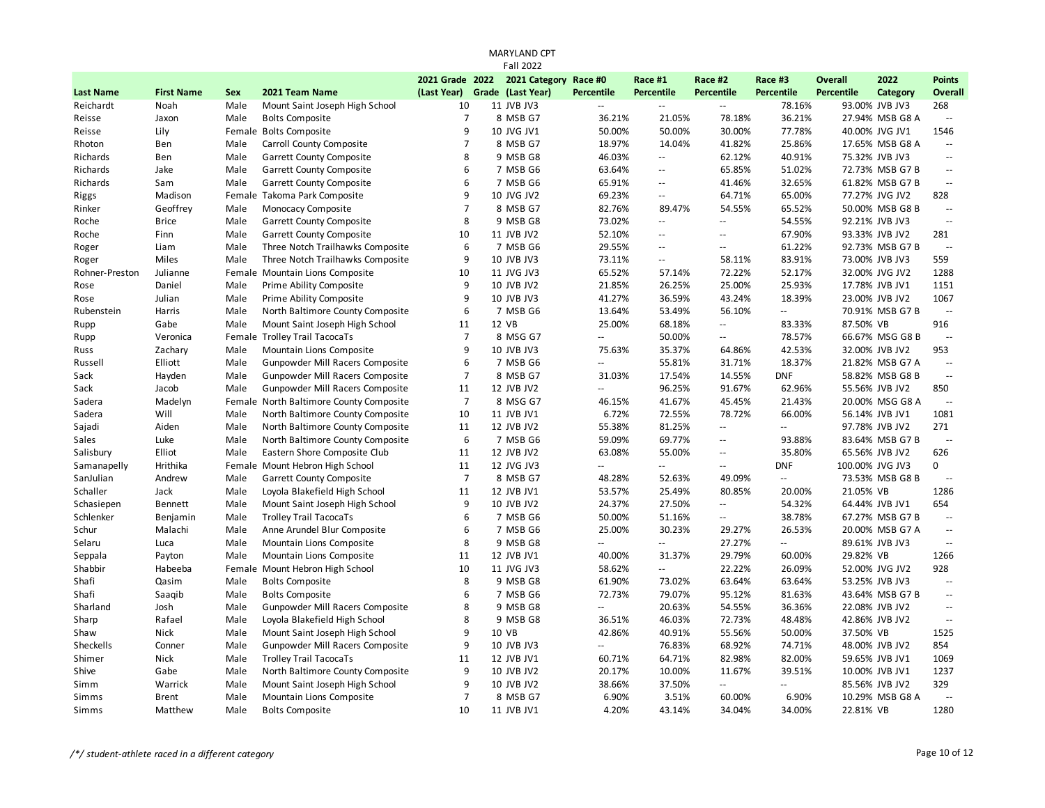# MARYLAND CPT

## Fall 2022

| Last Name | First Name | Sex | 2021 Team Name | 2021 Grade (Last Year) | 2022 Grade | 2021 Category (Last Year) | Race #0 Percentile | Race #1 Percentile | Race #2 Percentile | Race #3 Percentile | Overall Percentile | 2022 Category | Points Overall |
|---|---|---|---|---|---|---|---|---|---|---|---|---|---|
| Reichardt | Noah | Male | Mount Saint Joseph High School | 10 | 11 | JVB JV3 | -- | -- | -- | 78.16% | 93.00% | JVB JV3 | 268 |
| Reisse | Jaxon | Male | Bolts Composite | 7 | 8 | MSB G7 | 36.21% | 21.05% | 78.18% | 36.21% | 27.94% | MSB G8 A | -- |
| Reisse | Lily | Female | Bolts Composite | 9 | 10 | JVG JV1 | 50.00% | 50.00% | 30.00% | 77.78% | 40.00% | JVG JV1 | 1546 |
| Rhoton | Ben | Male | Carroll County Composite | 7 | 8 | MSB G7 | 18.97% | 14.04% | 41.82% | 25.86% | 17.65% | MSB G8 A | -- |
| Richards | Ben | Male | Garrett County Composite | 8 | 9 | MSB G8 | 46.03% | -- | 62.12% | 40.91% | 75.32% | JVB JV3 | -- |
| Richards | Jake | Male | Garrett County Composite | 6 | 7 | MSB G6 | 63.64% | -- | 65.85% | 51.02% | 72.73% | MSB G7 B | -- |
| Richards | Sam | Male | Garrett County Composite | 6 | 7 | MSB G6 | 65.91% | -- | 41.46% | 32.65% | 61.82% | MSB G7 B | -- |
| Riggs | Madison | Female | Takoma Park Composite | 9 | 10 | JVG JV2 | 69.23% | -- | 64.71% | 65.00% | 77.27% | JVG JV2 | 828 |
| Rinker | Geoffrey | Male | Monocacy Composite | 7 | 8 | MSB G7 | 82.76% | 89.47% | 54.55% | 65.52% | 50.00% | MSB G8 B | -- |
| Roche | Brice | Male | Garrett County Composite | 8 | 9 | MSB G8 | 73.02% | -- | -- | 54.55% | 92.21% | JVB JV3 | -- |
| Roche | Finn | Male | Garrett County Composite | 10 | 11 | JVB JV2 | 52.10% | -- | -- | 67.90% | 93.33% | JVB JV2 | 281 |
| Roger | Liam | Male | Three Notch Trailhawks Composite | 6 | 7 | MSB G6 | 29.55% | -- | -- | 61.22% | 92.73% | MSB G7 B | -- |
| Roger | Miles | Male | Three Notch Trailhawks Composite | 9 | 10 | JVB JV3 | 73.11% | -- | 58.11% | 83.91% | 73.00% | JVB JV3 | 559 |
| Rohner-Preston | Julianne | Female | Mountain Lions Composite | 10 | 11 | JVG JV3 | 65.52% | 57.14% | 72.22% | 52.17% | 32.00% | JVG JV2 | 1288 |
| Rose | Daniel | Male | Prime Ability Composite | 9 | 10 | JVB JV2 | 21.85% | 26.25% | 25.00% | 25.93% | 17.78% | JVB JV1 | 1151 |
| Rose | Julian | Male | Prime Ability Composite | 9 | 10 | JVB JV3 | 41.27% | 36.59% | 43.24% | 18.39% | 23.00% | JVB JV2 | 1067 |
| Rubenstein | Harris | Male | North Baltimore County Composite | 6 | 7 | MSB G6 | 13.64% | 53.49% | 56.10% | -- | 70.91% | MSB G7 B | -- |
| Rupp | Gabe | Male | Mount Saint Joseph High School | 11 | 12 | VB | 25.00% | 68.18% | -- | 83.33% | 87.50% | VB | 916 |
| Rupp | Veronica | Female | Trolley Trail TacocaTs | 7 | 8 | MSG G7 | -- | 50.00% | -- | 78.57% | 66.67% | MSG G8 B | -- |
| Russ | Zachary | Male | Mountain Lions Composite | 9 | 10 | JVB JV3 | 75.63% | 35.37% | 64.86% | 42.53% | 32.00% | JVB JV2 | 953 |
| Russell | Elliott | Male | Gunpowder Mill Racers Composite | 6 | 7 | MSB G6 | -- | 55.81% | 31.71% | 18.37% | 21.82% | MSB G7 A | -- |
| Sack | Hayden | Male | Gunpowder Mill Racers Composite | 7 | 8 | MSB G7 | 31.03% | 17.54% | 14.55% | DNF | 58.82% | MSB G8 B | -- |
| Sack | Jacob | Male | Gunpowder Mill Racers Composite | 11 | 12 | JVB JV2 | -- | 96.25% | 91.67% | 62.96% | 55.56% | JVB JV2 | 850 |
| Sadera | Madelyn | Female | North Baltimore County Composite | 7 | 8 | MSG G7 | 46.15% | 41.67% | 45.45% | 21.43% | 20.00% | MSG G8 A | -- |
| Sadera | Will | Male | North Baltimore County Composite | 10 | 11 | JVB JV1 | 6.72% | 72.55% | 78.72% | 66.00% | 56.14% | JVB JV1 | 1081 |
| Sajadi | Aiden | Male | North Baltimore County Composite | 11 | 12 | JVB JV2 | 55.38% | 81.25% | -- | -- | 97.78% | JVB JV2 | 271 |
| Sales | Luke | Male | North Baltimore County Composite | 6 | 7 | MSB G6 | 59.09% | 69.77% | -- | 93.88% | 83.64% | MSB G7 B | -- |
| Salisbury | Elliot | Male | Eastern Shore Composite Club | 11 | 12 | JVB JV2 | 63.08% | 55.00% | -- | 35.80% | 65.56% | JVB JV2 | 626 |
| Samanapelly | Hrithika | Female | Mount Hebron High School | 11 | 12 | JVG JV3 | -- | -- | -- | DNF | 100.00% | JVG JV3 | 0 |
| SanJulian | Andrew | Male | Garrett County Composite | 7 | 8 | MSB G7 | 48.28% | 52.63% | 49.09% | -- | 73.53% | MSB G8 B | -- |
| Schaller | Jack | Male | Loyola Blakefield High School | 11 | 12 | JVB JV1 | 53.57% | 25.49% | 80.85% | 20.00% | 21.05% | VB | 1286 |
| Schasiepen | Bennett | Male | Mount Saint Joseph High School | 9 | 10 | JVB JV2 | 24.37% | 27.50% | -- | 54.32% | 64.44% | JVB JV1 | 654 |
| Schlenker | Benjamin | Male | Trolley Trail TacocaTs | 6 | 7 | MSB G6 | 50.00% | 51.16% | -- | 38.78% | 67.27% | MSB G7 B | -- |
| Schur | Malachi | Male | Anne Arundel Blur Composite | 6 | 7 | MSB G6 | 25.00% | 30.23% | 29.27% | 26.53% | 20.00% | MSB G7 A | -- |
| Selaru | Luca | Male | Mountain Lions Composite | 8 | 9 | MSB G8 | -- | -- | 27.27% | -- | 89.61% | JVB JV3 | -- |
| Seppala | Payton | Male | Mountain Lions Composite | 11 | 12 | JVB JV1 | 40.00% | 31.37% | 29.79% | 60.00% | 29.82% | VB | 1266 |
| Shabbir | Habeeba | Female | Mount Hebron High School | 10 | 11 | JVG JV3 | 58.62% | -- | 22.22% | 26.09% | 52.00% | JVG JV2 | 928 |
| Shafi | Qasim | Male | Bolts Composite | 8 | 9 | MSB G8 | 61.90% | 73.02% | 63.64% | 63.64% | 53.25% | JVB JV3 | -- |
| Shafi | Saaqib | Male | Bolts Composite | 6 | 7 | MSB G6 | 72.73% | 79.07% | 95.12% | 81.63% | 43.64% | MSB G7 B | -- |
| Sharland | Josh | Male | Gunpowder Mill Racers Composite | 8 | 9 | MSB G8 | -- | 20.63% | 54.55% | 36.36% | 22.08% | JVB JV2 | -- |
| Sharp | Rafael | Male | Loyola Blakefield High School | 8 | 9 | MSB G8 | 36.51% | 46.03% | 72.73% | 48.48% | 42.86% | JVB JV2 | -- |
| Shaw | Nick | Male | Mount Saint Joseph High School | 9 | 10 | VB | 42.86% | 40.91% | 55.56% | 50.00% | 37.50% | VB | 1525 |
| Sheckells | Conner | Male | Gunpowder Mill Racers Composite | 9 | 10 | JVB JV3 | -- | 76.83% | 68.92% | 74.71% | 48.00% | JVB JV2 | 854 |
| Shimer | Nick | Male | Trolley Trail TacocaTs | 11 | 12 | JVB JV1 | 60.71% | 64.71% | 82.98% | 82.00% | 59.65% | JVB JV1 | 1069 |
| Shive | Gabe | Male | North Baltimore County Composite | 9 | 10 | JVB JV2 | 20.17% | 10.00% | 11.67% | 39.51% | 10.00% | JVB JV1 | 1237 |
| Simm | Warrick | Male | Mount Saint Joseph High School | 9 | 10 | JVB JV2 | 38.66% | 37.50% | -- | -- | 85.56% | JVB JV2 | 329 |
| Simms | Brent | Male | Mountain Lions Composite | 7 | 8 | MSB G7 | 6.90% | 3.51% | 60.00% | 6.90% | 10.29% | MSB G8 A | -- |
| Simms | Matthew | Male | Bolts Composite | 10 | 11 | JVB JV1 | 4.20% | 43.14% | 34.04% | 34.00% | 22.81% | VB | 1280 |

*/*/ student-athlete raced in a different category*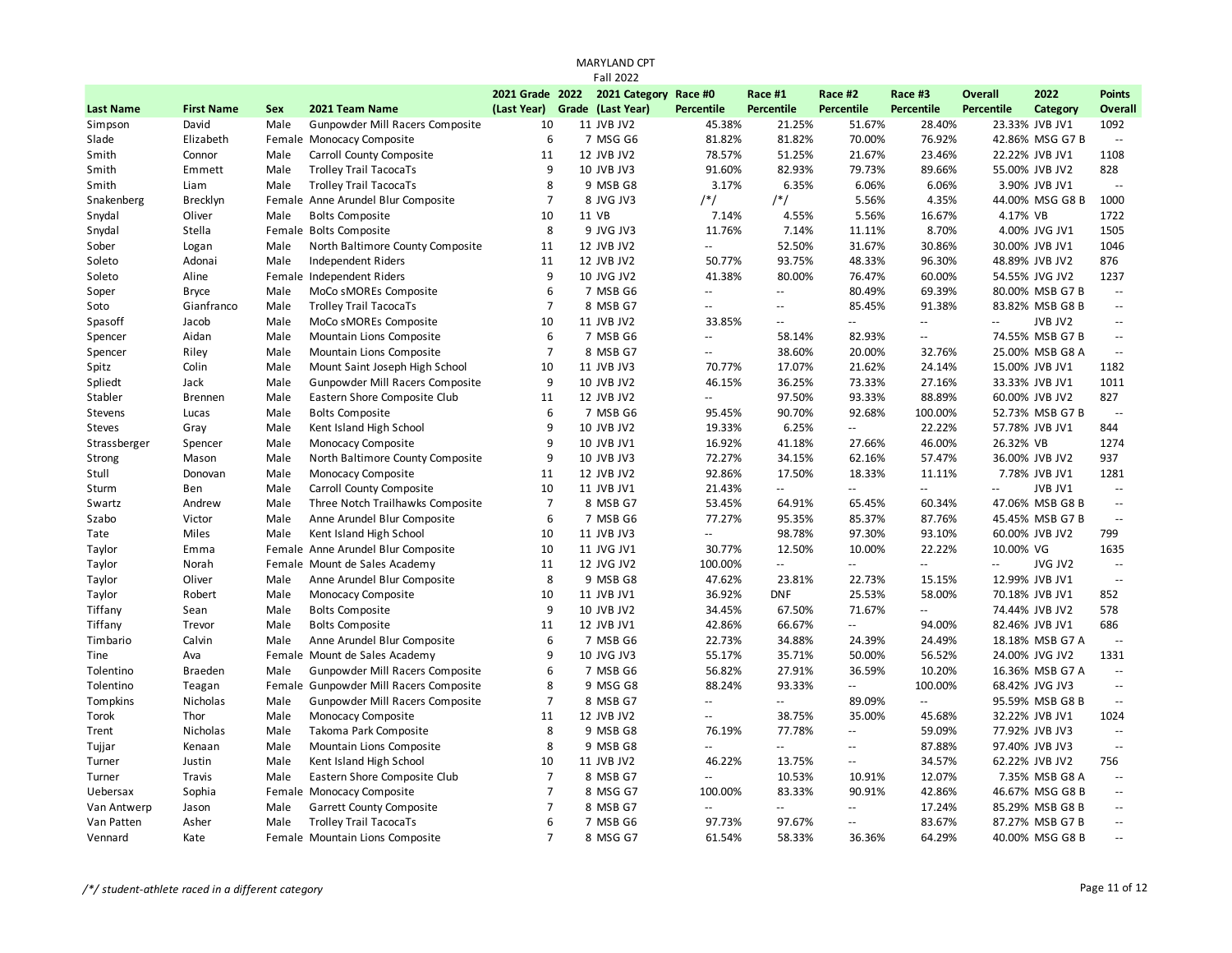MARYLAND CPT

Fall 2022

| Last Name | First Name | Sex | 2021 Team Name | 2021 Grade (Last Year) | 2022 Grade | 2021 Category (Last Year) | Race #0 Percentile | Race #1 Percentile | Race #2 Percentile | Race #3 Percentile | Overall Percentile | 2022 Category | Points Overall |
|---|---|---|---|---|---|---|---|---|---|---|---|---|---|
| Simpson | David | Male | Gunpowder Mill Racers Composite | 10 | 11 | JVB JV2 | 45.38% | 21.25% | 51.67% | 28.40% | 23.33% | JVB JV1 | 1092 |
| Slade | Elizabeth | Female | Monocacy Composite | 6 | 7 | MSG G6 | 81.82% | 81.82% | 70.00% | 76.92% | 42.86% | MSG G7 B | -- |
| Smith | Connor | Male | Carroll County Composite | 11 | 12 | JVB JV2 | 78.57% | 51.25% | 21.67% | 23.46% | 22.22% | JVB JV1 | 1108 |
| Smith | Emmett | Male | Trolley Trail TacocaTs | 9 | 10 | JVB JV3 | 91.60% | 82.93% | 79.73% | 89.66% | 55.00% | JVB JV2 | 828 |
| Smith | Liam | Male | Trolley Trail TacocaTs | 8 | 9 | MSB G8 | 3.17% | 6.35% | 6.06% | 6.06% | 3.90% | JVB JV1 | -- |
| Snakenberg | Brecklyn | Female | Anne Arundel Blur Composite | 7 | 8 | JVG JV3 | /*/ | /*/ | 5.56% | 4.35% | 44.00% | MSG G8 B | 1000 |
| Snydal | Oliver | Male | Bolts Composite | 10 | 11 | VB | 7.14% | 4.55% | 5.56% | 16.67% | 4.17% | VB | 1722 |
| Snydal | Stella | Female | Bolts Composite | 8 | 9 | JVG JV3 | 11.76% | 7.14% | 11.11% | 8.70% | 4.00% | JVG JV1 | 1505 |
| Sober | Logan | Male | North Baltimore County Composite | 11 | 12 | JVB JV2 | -- | 52.50% | 31.67% | 30.86% | 30.00% | JVB JV1 | 1046 |
| Soleto | Adonai | Male | Independent Riders | 11 | 12 | JVB JV2 | 50.77% | 93.75% | 48.33% | 96.30% | 48.89% | JVB JV2 | 876 |
| Soleto | Aline | Female | Independent Riders | 9 | 10 | JVG JV2 | 41.38% | 80.00% | 76.47% | 60.00% | 54.55% | JVG JV2 | 1237 |
| Soper | Bryce | Male | MoCo sMOREs Composite | 6 | 7 | MSB G6 | -- | -- | 80.49% | 69.39% | 80.00% | MSB G7 B | -- |
| Soto | Gianfranco | Male | Trolley Trail TacocaTs | 7 | 8 | MSB G7 | -- | -- | 85.45% | 91.38% | 83.82% | MSB G8 B | -- |
| Spasoff | Jacob | Male | MoCo sMOREs Composite | 10 | 11 | JVB JV2 | 33.85% | -- | -- | -- | -- | JVB JV2 | -- |
| Spencer | Aidan | Male | Mountain Lions Composite | 6 | 7 | MSB G6 | -- | 58.14% | 82.93% | -- | 74.55% | MSB G7 B | -- |
| Spencer | Riley | Male | Mountain Lions Composite | 7 | 8 | MSB G7 | -- | 38.60% | 20.00% | 32.76% | 25.00% | MSB G8 A | -- |
| Spitz | Colin | Male | Mount Saint Joseph High School | 10 | 11 | JVB JV3 | 70.77% | 17.07% | 21.62% | 24.14% | 15.00% | JVB JV1 | 1182 |
| Spliedt | Jack | Male | Gunpowder Mill Racers Composite | 9 | 10 | JVB JV2 | 46.15% | 36.25% | 73.33% | 27.16% | 33.33% | JVB JV1 | 1011 |
| Stabler | Brennen | Male | Eastern Shore Composite Club | 11 | 12 | JVB JV2 | -- | 97.50% | 93.33% | 88.89% | 60.00% | JVB JV2 | 827 |
| Stevens | Lucas | Male | Bolts Composite | 6 | 7 | MSB G6 | 95.45% | 90.70% | 92.68% | 100.00% | 52.73% | MSB G7 B | -- |
| Steves | Gray | Male | Kent Island High School | 9 | 10 | JVB JV2 | 19.33% | 6.25% | -- | 22.22% | 57.78% | JVB JV1 | 844 |
| Strassberger | Spencer | Male | Monocacy Composite | 9 | 10 | JVB JV1 | 16.92% | 41.18% | 27.66% | 46.00% | 26.32% | VB | 1274 |
| Strong | Mason | Male | North Baltimore County Composite | 9 | 10 | JVB JV3 | 72.27% | 34.15% | 62.16% | 57.47% | 36.00% | JVB JV2 | 937 |
| Stull | Donovan | Male | Monocacy Composite | 11 | 12 | JVB JV2 | 92.86% | 17.50% | 18.33% | 11.11% | 7.78% | JVB JV1 | 1281 |
| Sturm | Ben | Male | Carroll County Composite | 10 | 11 | JVB JV1 | 21.43% | -- | -- | -- | -- | JVB JV1 | -- |
| Swartz | Andrew | Male | Three Notch Trailhawks Composite | 7 | 8 | MSB G7 | 53.45% | 64.91% | 65.45% | 60.34% | 47.06% | MSB G8 B | -- |
| Szabo | Victor | Male | Anne Arundel Blur Composite | 6 | 7 | MSB G6 | 77.27% | 95.35% | 85.37% | 87.76% | 45.45% | MSB G7 B | -- |
| Tate | Miles | Male | Kent Island High School | 10 | 11 | JVB JV3 | -- | 98.78% | 97.30% | 93.10% | 60.00% | JVB JV2 | 799 |
| Taylor | Emma | Female | Anne Arundel Blur Composite | 10 | 11 | JVG JV1 | 30.77% | 12.50% | 10.00% | 22.22% | 10.00% | VG | 1635 |
| Taylor | Norah | Female | Mount de Sales Academy | 11 | 12 | JVG JV2 | 100.00% | -- | -- | -- | -- | JVG JV2 | -- |
| Taylor | Oliver | Male | Anne Arundel Blur Composite | 8 | 9 | MSB G8 | 47.62% | 23.81% | 22.73% | 15.15% | 12.99% | JVB JV1 | -- |
| Taylor | Robert | Male | Monocacy Composite | 10 | 11 | JVB JV1 | 36.92% | DNF | 25.53% | 58.00% | 70.18% | JVB JV1 | 852 |
| Tiffany | Sean | Male | Bolts Composite | 9 | 10 | JVB JV2 | 34.45% | 67.50% | 71.67% | -- | 74.44% | JVB JV2 | 578 |
| Tiffany | Trevor | Male | Bolts Composite | 11 | 12 | JVB JV1 | 42.86% | 66.67% | -- | 94.00% | 82.46% | JVB JV1 | 686 |
| Timbario | Calvin | Male | Anne Arundel Blur Composite | 6 | 7 | MSB G6 | 22.73% | 34.88% | 24.39% | 24.49% | 18.18% | MSB G7 A | -- |
| Tine | Ava | Female | Mount de Sales Academy | 9 | 10 | JVG JV3 | 55.17% | 35.71% | 50.00% | 56.52% | 24.00% | JVG JV2 | 1331 |
| Tolentino | Braeden | Male | Gunpowder Mill Racers Composite | 6 | 7 | MSB G6 | 56.82% | 27.91% | 36.59% | 10.20% | 16.36% | MSB G7 A | -- |
| Tolentino | Teagan | Female | Gunpowder Mill Racers Composite | 8 | 9 | MSG G8 | 88.24% | 93.33% | -- | 100.00% | 68.42% | JVG JV3 | -- |
| Tompkins | Nicholas | Male | Gunpowder Mill Racers Composite | 7 | 8 | MSB G7 | -- | -- | 89.09% | -- | 95.59% | MSB G8 B | -- |
| Torok | Thor | Male | Monocacy Composite | 11 | 12 | JVB JV2 | -- | 38.75% | 35.00% | 45.68% | 32.22% | JVB JV1 | 1024 |
| Trent | Nicholas | Male | Takoma Park Composite | 8 | 9 | MSB G8 | 76.19% | 77.78% | -- | 59.09% | 77.92% | JVB JV3 | -- |
| Tujjar | Kenaan | Male | Mountain Lions Composite | 8 | 9 | MSB G8 | -- | -- | -- | 87.88% | 97.40% | JVB JV3 | -- |
| Turner | Justin | Male | Kent Island High School | 10 | 11 | JVB JV2 | 46.22% | 13.75% | -- | 34.57% | 62.22% | JVB JV2 | 756 |
| Turner | Travis | Male | Eastern Shore Composite Club | 7 | 8 | MSB G7 | -- | 10.53% | 10.91% | 12.07% | 7.35% | MSB G8 A | -- |
| Uebersax | Sophia | Female | Monocacy Composite | 7 | 8 | MSG G7 | 100.00% | 83.33% | 90.91% | 42.86% | 46.67% | MSG G8 B | -- |
| Van Antwerp | Jason | Male | Garrett County Composite | 7 | 8 | MSB G7 | -- | -- | -- | 17.24% | 85.29% | MSB G8 B | -- |
| Van Patten | Asher | Male | Trolley Trail TacocaTs | 6 | 7 | MSB G6 | 97.73% | 97.67% | -- | 83.67% | 87.27% | MSB G7 B | -- |
| Vennard | Kate | Female | Mountain Lions Composite | 7 | 8 | MSG G7 | 61.54% | 58.33% | 36.36% | 64.29% | 40.00% | MSG G8 B | -- |

*/\*/ student-athlete raced in a different category*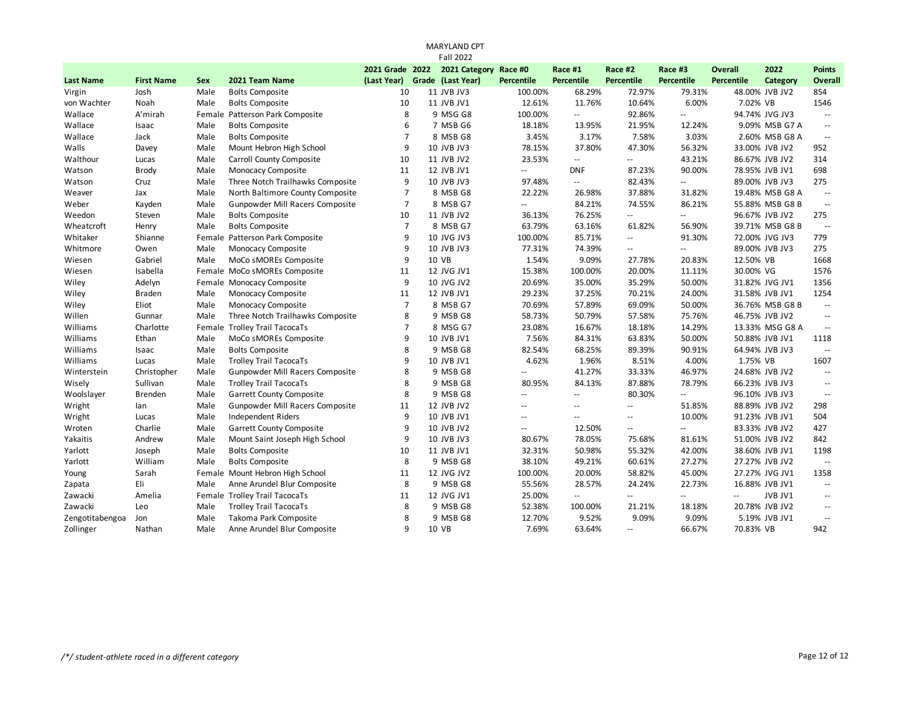MARYLAND CPT

Fall 2022

| Last Name | First Name | Sex | 2021 Team Name | 2021 Grade (Last Year) | 2022 Grade | 2021 Category (Last Year) | Race #0 Percentile | Race #1 Percentile | Race #2 Percentile | Race #3 Percentile | Overall Percentile | 2022 Category | Points Overall |
|---|---|---|---|---|---|---|---|---|---|---|---|---|---|
| Virgin | Josh | Male | Bolts Composite | 10 | 11 | JVB JV3 | 100.00% | 68.29% | 72.97% | 79.31% | 48.00% | JVB JV2 | 854 |
| von Wachter | Noah | Male | Bolts Composite | 10 | 11 | JVB JV1 | 12.61% | 11.76% | 10.64% | 6.00% | 7.02% | VB | 1546 |
| Wallace | A'mirah | Female | Patterson Park Composite | 8 | 9 | MSG G8 | 100.00% | -- | 92.86% | -- | 94.74% | JVG JV3 | -- |
| Wallace | Isaac | Male | Bolts Composite | 6 | 7 | MSB G6 | 18.18% | 13.95% | 21.95% | 12.24% | 9.09% | MSB G7 A | -- |
| Wallace | Jack | Male | Bolts Composite | 7 | 8 | MSB G8 | 3.45% | 3.17% | 7.58% | 3.03% | 2.60% | MSB G8 A | -- |
| Walls | Davey | Male | Mount Hebron High School | 9 | 10 | JVB JV3 | 78.15% | 37.80% | 47.30% | 56.32% | 33.00% | JVB JV2 | 952 |
| Walthour | Lucas | Male | Carroll County Composite | 10 | 11 | JVB JV2 | 23.53% | -- | -- | 43.21% | 86.67% | JVB JV2 | 314 |
| Watson | Brody | Male | Monocacy Composite | 11 | 12 | JVB JV1 | -- | DNF | 87.23% | 90.00% | 78.95% | JVB JV1 | 698 |
| Watson | Cruz | Male | Three Notch Trailhawks Composite | 9 | 10 | JVB JV3 | 97.48% | -- | 82.43% | -- | 89.00% | JVB JV3 | 275 |
| Weaver | Jax | Male | North Baltimore County Composite | 7 | 8 | MSB G8 | 22.22% | 26.98% | 37.88% | 31.82% | 19.48% | MSB G8 A | -- |
| Weber | Kayden | Male | Gunpowder Mill Racers Composite | 7 | 8 | MSB G7 | -- | 84.21% | 74.55% | 86.21% | 55.88% | MSB G8 B | -- |
| Weedon | Steven | Male | Bolts Composite | 10 | 11 | JVB JV2 | 36.13% | 76.25% | -- | -- | 96.67% | JVB JV2 | 275 |
| Wheatcroft | Henry | Male | Bolts Composite | 7 | 8 | MSB G7 | 63.79% | 63.16% | 61.82% | 56.90% | 39.71% | MSB G8 B | -- |
| Whitaker | Shianne | Female | Patterson Park Composite | 9 | 10 | JVG JV3 | 100.00% | 85.71% | -- | 91.30% | 72.00% | JVG JV3 | 779 |
| Whitmore | Owen | Male | Monocacy Composite | 9 | 10 | JVB JV3 | 77.31% | 74.39% | -- | -- | 89.00% | JVB JV3 | 275 |
| Wiesen | Gabriel | Male | MoCo sMOREs Composite | 9 | 10 | VB | 1.54% | 9.09% | 27.78% | 20.83% | 12.50% | VB | 1668 |
| Wiesen | Isabella | Female | MoCo sMOREs Composite | 11 | 12 | JVG JV1 | 15.38% | 100.00% | 20.00% | 11.11% | 30.00% | VG | 1576 |
| Wiley | Adelyn | Female | Monocacy Composite | 9 | 10 | JVG JV2 | 20.69% | 35.00% | 35.29% | 50.00% | 31.82% | JVG JV1 | 1356 |
| Wiley | Braden | Male | Monocacy Composite | 11 | 12 | JVB JV1 | 29.23% | 37.25% | 70.21% | 24.00% | 31.58% | JVB JV1 | 1254 |
| Wiley | Eliot | Male | Monocacy Composite | 7 | 8 | MSB G7 | 70.69% | 57.89% | 69.09% | 50.00% | 36.76% | MSB G8 B | -- |
| Willen | Gunnar | Male | Three Notch Trailhawks Composite | 8 | 9 | MSB G8 | 58.73% | 50.79% | 57.58% | 75.76% | 46.75% | JVB JV2 | -- |
| Williams | Charlotte | Female | Trolley Trail TacocaTs | 7 | 8 | MSG G7 | 23.08% | 16.67% | 18.18% | 14.29% | 13.33% | MSG G8 A | -- |
| Williams | Ethan | Male | MoCo sMOREs Composite | 9 | 10 | JVB JV1 | 7.56% | 84.31% | 63.83% | 50.00% | 50.88% | JVB JV1 | 1118 |
| Williams | Isaac | Male | Bolts Composite | 8 | 9 | MSB G8 | 82.54% | 68.25% | 89.39% | 90.91% | 64.94% | JVB JV3 | -- |
| Williams | Lucas | Male | Trolley Trail TacocaTs | 9 | 10 | JVB JV1 | 4.62% | 1.96% | 8.51% | 4.00% | 1.75% | VB | 1607 |
| Winterstein | Christopher | Male | Gunpowder Mill Racers Composite | 8 | 9 | MSB G8 | -- | 41.27% | 33.33% | 46.97% | 24.68% | JVB JV2 | -- |
| Wisely | Sullivan | Male | Trolley Trail TacocaTs | 8 | 9 | MSB G8 | 80.95% | 84.13% | 87.88% | 78.79% | 66.23% | JVB JV3 | -- |
| Woolslayer | Brenden | Male | Garrett County Composite | 8 | 9 | MSB G8 | -- | -- | 80.30% | -- | 96.10% | JVB JV3 | -- |
| Wright | Ian | Male | Gunpowder Mill Racers Composite | 11 | 12 | JVB JV2 | -- | -- | -- | 51.85% | 88.89% | JVB JV2 | 298 |
| Wright | Lucas | Male | Independent Riders | 9 | 10 | JVB JV1 | -- | -- | -- | 10.00% | 91.23% | JVB JV1 | 504 |
| Wroten | Charlie | Male | Garrett County Composite | 9 | 10 | JVB JV2 | -- | 12.50% | -- | -- | 83.33% | JVB JV2 | 427 |
| Yakaitis | Andrew | Male | Mount Saint Joseph High School | 9 | 10 | JVB JV3 | 80.67% | 78.05% | 75.68% | 81.61% | 51.00% | JVB JV2 | 842 |
| Yarlott | Joseph | Male | Bolts Composite | 10 | 11 | JVB JV1 | 32.31% | 50.98% | 55.32% | 42.00% | 38.60% | JVB JV1 | 1198 |
| Yarlott | William | Male | Bolts Composite | 8 | 9 | MSB G8 | 38.10% | 49.21% | 60.61% | 27.27% | 27.27% | JVB JV2 | -- |
| Young | Sarah | Female | Mount Hebron High School | 11 | 12 | JVG JV2 | 100.00% | 20.00% | 58.82% | 45.00% | 27.27% | JVG JV1 | 1358 |
| Zapata | Eli | Male | Anne Arundel Blur Composite | 8 | 9 | MSB G8 | 55.56% | 28.57% | 24.24% | 22.73% | 16.88% | JVB JV1 | -- |
| Zawacki | Amelia | Female | Trolley Trail TacocaTs | 11 | 12 | JVG JV1 | 25.00% | -- | -- | -- | -- | JVB JV1 | -- |
| Zawacki | Leo | Male | Trolley Trail TacocaTs | 8 | 9 | MSB G8 | 52.38% | 100.00% | 21.21% | 18.18% | 20.78% | JVB JV2 | -- |
| Zengotitabengoa | Jon | Male | Takoma Park Composite | 8 | 9 | MSB G8 | 12.70% | 9.52% | 9.09% | 9.09% | 5.19% | JVB JV1 | -- |
| Zollinger | Nathan | Male | Anne Arundel Blur Composite | 9 | 10 | VB | 7.69% | 63.64% | -- | 66.67% | 70.83% | VB | 942 |

*/\*/ student-athlete raced in a different category*